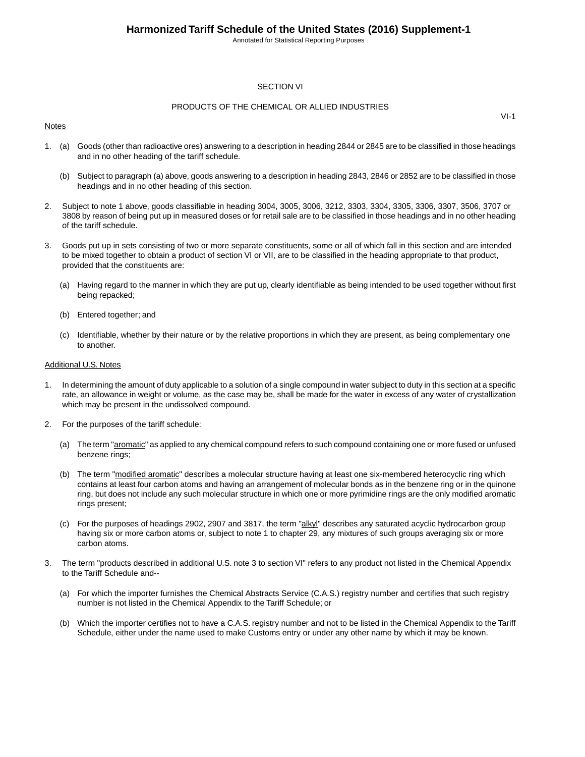# SECTION VI

## PRODUCTS OF THE CHEMICAL OR ALLIED INDUSTRIES

VI-1

Notes

1. (a) Goods (other than radioactive ores) answering to a description in heading 2844 or 2845 are to be classified in those headings and in no other heading of the tariff schedule.

   (b) Subject to paragraph (a) above, goods answering to a description in heading 2843, 2846 or 2852 are to be classified in those headings and in no other heading of this section.

2. Subject to note 1 above, goods classifiable in heading 3004, 3005, 3006, 3212, 3303, 3304, 3305, 3306, 3307, 3506, 3707 or 3808 by reason of being put up in measured doses or for retail sale are to be classified in those headings and in no other heading of the tariff schedule.

3. Goods put up in sets consisting of two or more separate constituents, some or all of which fall in this section and are intended to be mixed together to obtain a product of section VI or VII, are to be classified in the heading appropriate to that product, provided that the constituents are:

   (a) Having regard to the manner in which they are put up, clearly identifiable as being intended to be used together without first being repacked;

   (b) Entered together; and

   (c) Identifiable, whether by their nature or by the relative proportions in which they are present, as being complementary one to another.

Additional U.S. Notes

1. In determining the amount of duty applicable to a solution of a single compound in water subject to duty in this section at a specific rate, an allowance in weight or volume, as the case may be, shall be made for the water in excess of any water of crystallization which may be present in the undissolved compound.

2. For the purposes of the tariff schedule:

   (a) The term "aromatic" as applied to any chemical compound refers to such compound containing one or more fused or unfused benzene rings;

   (b) The term "modified aromatic" describes a molecular structure having at least one six-membered heterocyclic ring which contains at least four carbon atoms and having an arrangement of molecular bonds as in the benzene ring or in the quinone ring, but does not include any such molecular structure in which one or more pyrimidine rings are the only modified aromatic rings present;

   (c) For the purposes of headings 2902, 2907 and 3817, the term "alkyl" describes any saturated acyclic hydrocarbon group having six or more carbon atoms or, subject to note 1 to chapter 29, any mixtures of such groups averaging six or more carbon atoms.

3. The term "products described in additional U.S. note 3 to section VI" refers to any product not listed in the Chemical Appendix to the Tariff Schedule and--

   (a) For which the importer furnishes the Chemical Abstracts Service (C.A.S.) registry number and certifies that such registry number is not listed in the Chemical Appendix to the Tariff Schedule; or

   (b) Which the importer certifies not to have a C.A.S. registry number and not to be listed in the Chemical Appendix to the Tariff Schedule, either under the name used to make Customs entry or under any other name by which it may be known.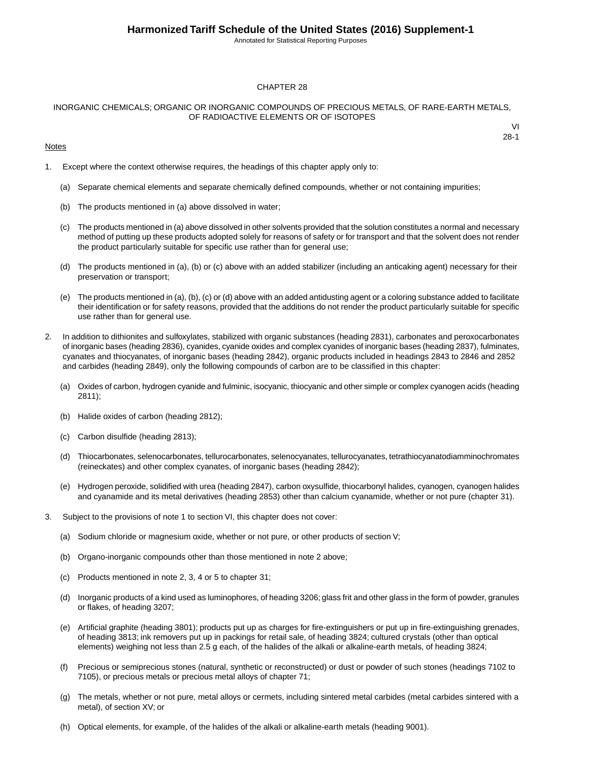# CHAPTER 28

## INORGANIC CHEMICALS; ORGANIC OR INORGANIC COMPOUNDS OF PRECIOUS METALS, OF RARE-EARTH METALS, OF RADIOACTIVE ELEMENTS OR OF ISOTOPES

VI
28-1

Notes

1. Except where the context otherwise requires, the headings of this chapter apply only to:

   (a) Separate chemical elements and separate chemically defined compounds, whether or not containing impurities;

   (b) The products mentioned in (a) above dissolved in water;

   (c) The products mentioned in (a) above dissolved in other solvents provided that the solution constitutes a normal and necessary method of putting up these products adopted solely for reasons of safety or for transport and that the solvent does not render the product particularly suitable for specific use rather than for general use;

   (d) The products mentioned in (a), (b) or (c) above with an added stabilizer (including an anticaking agent) necessary for their preservation or transport;

   (e) The products mentioned in (a), (b), (c) or (d) above with an added antidusting agent or a coloring substance added to facilitate their identification or for safety reasons, provided that the additions do not render the product particularly suitable for specific use rather than for general use.

2. In addition to dithionites and sulfoxylates, stabilized with organic substances (heading 2831), carbonates and peroxocarbonates of inorganic bases (heading 2836), cyanides, cyanide oxides and complex cyanides of inorganic bases (heading 2837), fulminates, cyanates and thiocyanates, of inorganic bases (heading 2842), organic products included in headings 2843 to 2846 and 2852 and carbides (heading 2849), only the following compounds of carbon are to be classified in this chapter:

   (a) Oxides of carbon, hydrogen cyanide and fulminic, isocyanic, thiocyanic and other simple or complex cyanogen acids (heading 2811);

   (b) Halide oxides of carbon (heading 2812);

   (c) Carbon disulfide (heading 2813);

   (d) Thiocarbonates, selenocarbonates, tellurocarbonates, selenocyanates, tellurocyanates, tetrathiocyanatodiamminochromates (reineckates) and other complex cyanates, of inorganic bases (heading 2842);

   (e) Hydrogen peroxide, solidified with urea (heading 2847), carbon oxysulfide, thiocarbonyl halides, cyanogen, cyanogen halides and cyanamide and its metal derivatives (heading 2853) other than calcium cyanamide, whether or not pure (chapter 31).

3. Subject to the provisions of note 1 to section VI, this chapter does not cover:

   (a) Sodium chloride or magnesium oxide, whether or not pure, or other products of section V;

   (b) Organo-inorganic compounds other than those mentioned in note 2 above;

   (c) Products mentioned in note 2, 3, 4 or 5 to chapter 31;

   (d) Inorganic products of a kind used as luminophores, of heading 3206; glass frit and other glass in the form of powder, granules or flakes, of heading 3207;

   (e) Artificial graphite (heading 3801); products put up as charges for fire-extinguishers or put up in fire-extinguishing grenades, of heading 3813; ink removers put up in packings for retail sale, of heading 3824; cultured crystals (other than optical elements) weighing not less than 2.5 g each, of the halides of the alkali or alkaline-earth metals, of heading 3824;

   (f) Precious or semiprecious stones (natural, synthetic or reconstructed) or dust or powder of such stones (headings 7102 to 7105), or precious metals or precious metal alloys of chapter 71;

   (g) The metals, whether or not pure, metal alloys or cermets, including sintered metal carbides (metal carbides sintered with a metal), of section XV; or

   (h) Optical elements, for example, of the halides of the alkali or alkaline-earth metals (heading 9001).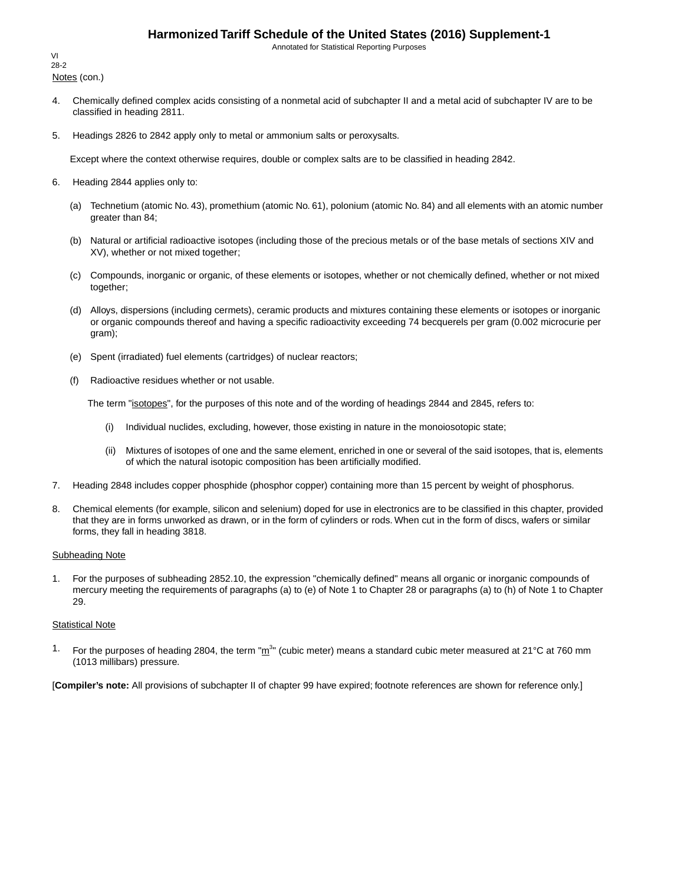Notes (con.)

4. Chemically defined complex acids consisting of a nonmetal acid of subchapter II and a metal acid of subchapter IV are to be classified in heading 2811.

5. Headings 2826 to 2842 apply only to metal or ammonium salts or peroxysalts.

   Except where the context otherwise requires, double or complex salts are to be classified in heading 2842.

6. Heading 2844 applies only to:

   (a) Technetium (atomic No. 43), promethium (atomic No. 61), polonium (atomic No. 84) and all elements with an atomic number greater than 84;

   (b) Natural or artificial radioactive isotopes (including those of the precious metals or of the base metals of sections XIV and XV), whether or not mixed together;

   (c) Compounds, inorganic or organic, of these elements or isotopes, whether or not chemically defined, whether or not mixed together;

   (d) Alloys, dispersions (including cermets), ceramic products and mixtures containing these elements or isotopes or inorganic or organic compounds thereof and having a specific radioactivity exceeding 74 becquerels per gram (0.002 microcurie per gram);

   (e) Spent (irradiated) fuel elements (cartridges) of nuclear reactors;

   (f) Radioactive residues whether or not usable.

   The term "isotopes", for the purposes of this note and of the wording of headings 2844 and 2845, refers to:

   (i) Individual nuclides, excluding, however, those existing in nature in the monoisotopic state;

   (ii) Mixtures of isotopes of one and the same element, enriched in one or several of the said isotopes, that is, elements of which the natural isotopic composition has been artificially modified.

7. Heading 2848 includes copper phosphide (phosphor copper) containing more than 15 percent by weight of phosphorus.

8. Chemical elements (for example, silicon and selenium) doped for use in electronics are to be classified in this chapter, provided that they are in forms unworked as drawn, or in the form of cylinders or rods. When cut in the form of discs, wafers or similar forms, they fall in heading 3818.

Subheading Note

1. For the purposes of subheading 2852.10, the expression "chemically defined" means all organic or inorganic compounds of mercury meeting the requirements of paragraphs (a) to (e) of Note 1 to Chapter 28 or paragraphs (a) to (h) of Note 1 to Chapter 29.

Statistical Note

1. For the purposes of heading 2804, the term "$m^3$" (cubic meter) means a standard cubic meter measured at 21°C at 760 mm (1013 millibars) pressure.

[**Compiler's note:** All provisions of subchapter II of chapter 99 have expired; footnote references are shown for reference only.]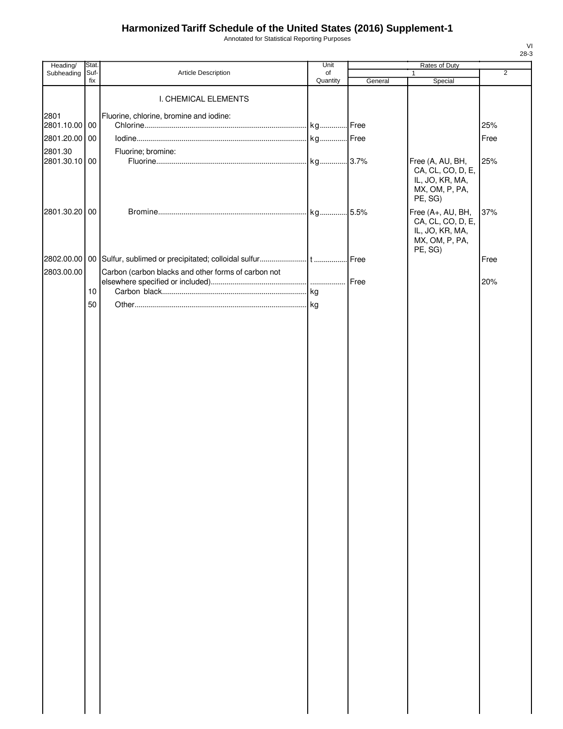# Harmonized Tariff Schedule of the United States (2016) Supplement-1

Annotated for Statistical Reporting Purposes

| Heading/ Subheading | Stat. Suf- fix | Article Description | Unit of Quantity | Rates of Duty | | |
|---|---|---|---|---|---|---|
| | | | | 1 | | 2 |
| | | | | General | Special | |
| | | I. CHEMICAL ELEMENTS | | | | |
| 2801 | | Fluorine, chlorine, bromine and iodine: | | | | |
| 2801.10.00 | 00 | Chlorine | kg | Free | | 25% |
| 2801.20.00 | 00 | Iodine | kg | Free | | Free |
| 2801.30 | | Fluorine; bromine: | | | | |
| 2801.30.10 | 00 | Fluorine | kg | 3.7% | Free (A, AU, BH, CA, CL, CO, D, E, IL, JO, KR, MA, MX, OM, P, PA, PE, SG) | 25% |
| 2801.30.20 | 00 | Bromine | kg | 5.5% | Free (A+, AU, BH, CA, CL, CO, D, E, IL, JO, KR, MA, MX, OM, P, PA, PE, SG) | 37% |
| 2802.00.00 | 00 | Sulfur, sublimed or precipitated; colloidal sulfur | t | Free | | Free |
| 2803.00.00 | | Carbon (carbon blacks and other forms of carbon not elsewhere specified or included) | | Free | | 20% |
| | 10 | Carbon black | kg | | | |
| | 50 | Other | kg | | | |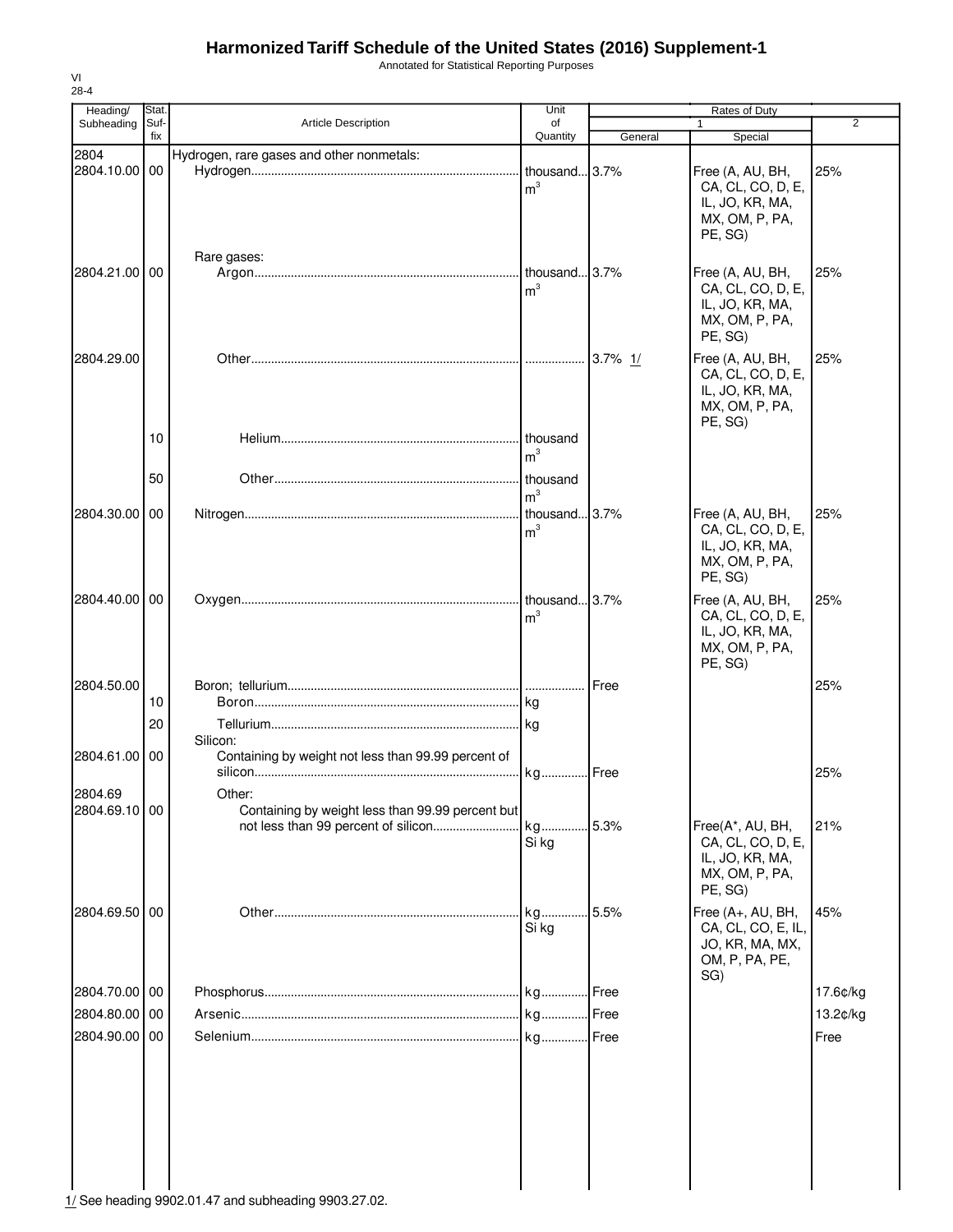# Harmonized Tariff Schedule of the United States (2016) Supplement-1

Annotated for Statistical Reporting Purposes

VI
28-4

| Heading/ Subheading | Stat. Suf- fix | Article Description | Unit of Quantity | Rates of Duty | | |
|---|---|---|---|---|---|---|
| | | | | 1 | | 2 |
| | | | | General | Special | |
| 2804 | | Hydrogen, rare gases and other nonmetals: | | | | |
| 2804.10.00 | 00 | Hydrogen | thousand $m^3$ | 3.7% | Free (A, AU, BH, CA, CL, CO, D, E, IL, JO, KR, MA, MX, OM, P, PA, PE, SG) | 25% |
| | | Rare gases: | | | | |
| 2804.21.00 | 00 | Argon | thousand $m^3$ | 3.7% | Free (A, AU, BH, CA, CL, CO, D, E, IL, JO, KR, MA, MX, OM, P, PA, PE, SG) | 25% |
| 2804.29.00 | | Other | | 3.7% 1/ | Free (A, AU, BH, CA, CL, CO, D, E, IL, JO, KR, MA, MX, OM, P, PA, PE, SG) | 25% |
| | 10 | Helium | thousand $m^3$ | | | |
| | 50 | Other | thousand $m^3$ | | | |
| 2804.30.00 | 00 | Nitrogen | thousand $m^3$ | 3.7% | Free (A, AU, BH, CA, CL, CO, D, E, IL, JO, KR, MA, MX, OM, P, PA, PE, SG) | 25% |
| 2804.40.00 | 00 | Oxygen | thousand $m^3$ | 3.7% | Free (A, AU, BH, CA, CL, CO, D, E, IL, JO, KR, MA, MX, OM, P, PA, PE, SG) | 25% |
| 2804.50.00 | | Boron; tellurium | | Free | | 25% |
| | 10 | Boron | kg | | | |
| | 20 | Tellurium | kg | | | |
| | | Silicon: | | | | |
| 2804.61.00 | 00 | Containing by weight not less than 99.99 percent of silicon | kg | Free | | 25% |
| 2804.69 | | Other: | | | | |
| 2804.69.10 | 00 | Containing by weight less than 99.99 percent but not less than 99 percent of silicon | kg Si kg | 5.3% | Free(A*, AU, BH, CA, CL, CO, D, E, IL, JO, KR, MA, MX, OM, P, PA, PE, SG) | 21% |
| 2804.69.50 | 00 | Other | kg Si kg | 5.5% | Free (A+, AU, BH, CA, CL, CO, E, IL, JO, KR, MA, MX, OM, P, PA, PE, SG) | 45% |
| 2804.70.00 | 00 | Phosphorus | kg | Free | | 17.6¢/kg |
| 2804.80.00 | 00 | Arsenic | kg | Free | | 13.2¢/kg |
| 2804.90.00 | 00 | Selenium | kg | Free | | Free |

1/ See heading 9902.01.47 and subheading 9903.27.02.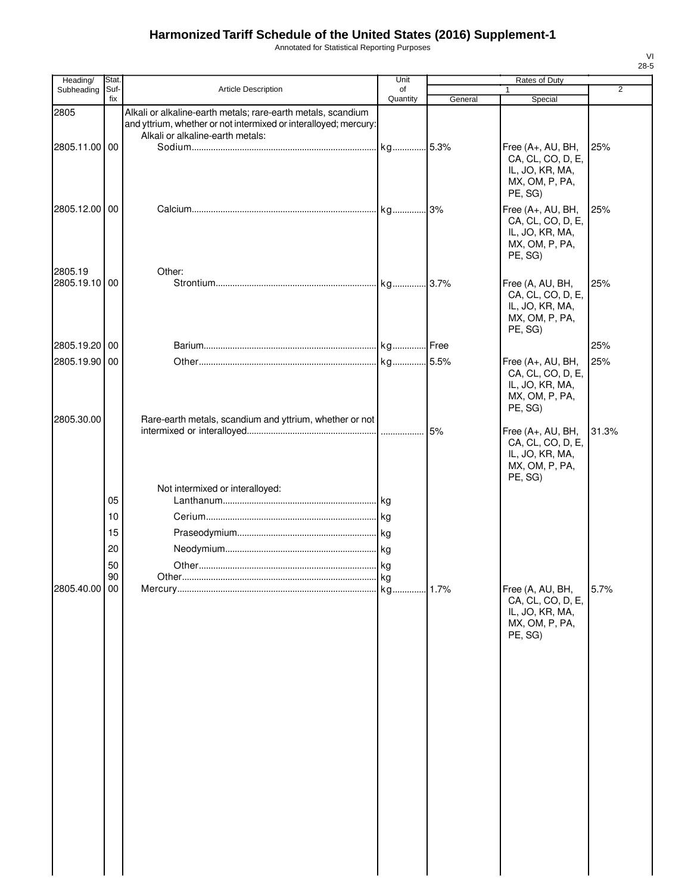# Harmonized Tariff Schedule of the United States (2016) Supplement-1

Annotated for Statistical Reporting Purposes

VI
28-5

| Heading/ Subheading | Stat. Suf- fix | Article Description | Unit of Quantity | Rates of Duty 1 General | Rates of Duty 1 Special | Rates of Duty 2 |
|---|---|---|---|---|---|---|
| 2805 | | Alkali or alkaline-earth metals; rare-earth metals, scandium and yttrium, whether or not intermixed or interalloyed; mercury: | | | | |
| | | Alkali or alkaline-earth metals: | | | | |
| 2805.11.00 | 00 | Sodium | kg | 5.3% | Free (A+, AU, BH, CA, CL, CO, D, E, IL, JO, KR, MA, MX, OM, P, PA, PE, SG) | 25% |
| 2805.12.00 | 00 | Calcium | kg | 3% | Free (A+, AU, BH, CA, CL, CO, D, E, IL, JO, KR, MA, MX, OM, P, PA, PE, SG) | 25% |
| 2805.19 | | Other: | | | | |
| 2805.19.10 | 00 | Strontium | kg | 3.7% | Free (A, AU, BH, CA, CL, CO, D, E, IL, JO, KR, MA, MX, OM, P, PA, PE, SG) | 25% |
| 2805.19.20 | 00 | Barium | kg | Free | | 25% |
| 2805.19.90 | 00 | Other | kg | 5.5% | Free (A+, AU, BH, CA, CL, CO, D, E, IL, JO, KR, MA, MX, OM, P, PA, PE, SG) | 25% |
| 2805.30.00 | | Rare-earth metals, scandium and yttrium, whether or not intermixed or interalloyed | | 5% | Free (A+, AU, BH, CA, CL, CO, D, E, IL, JO, KR, MA, MX, OM, P, PA, PE, SG) | 31.3% |
| | | Not intermixed or interalloyed: | | | | |
| | 05 | Lanthanum | kg | | | |
| | 10 | Cerium | kg | | | |
| | 15 | Praseodymium | kg | | | |
| | 20 | Neodymium | kg | | | |
| | 50 | Other | kg | | | |
| | 90 | Other | kg | | | |
| 2805.40.00 | 00 | Mercury | kg | 1.7% | Free (A, AU, BH, CA, CL, CO, D, E, IL, JO, KR, MA, MX, OM, P, PA, PE, SG) | 5.7% |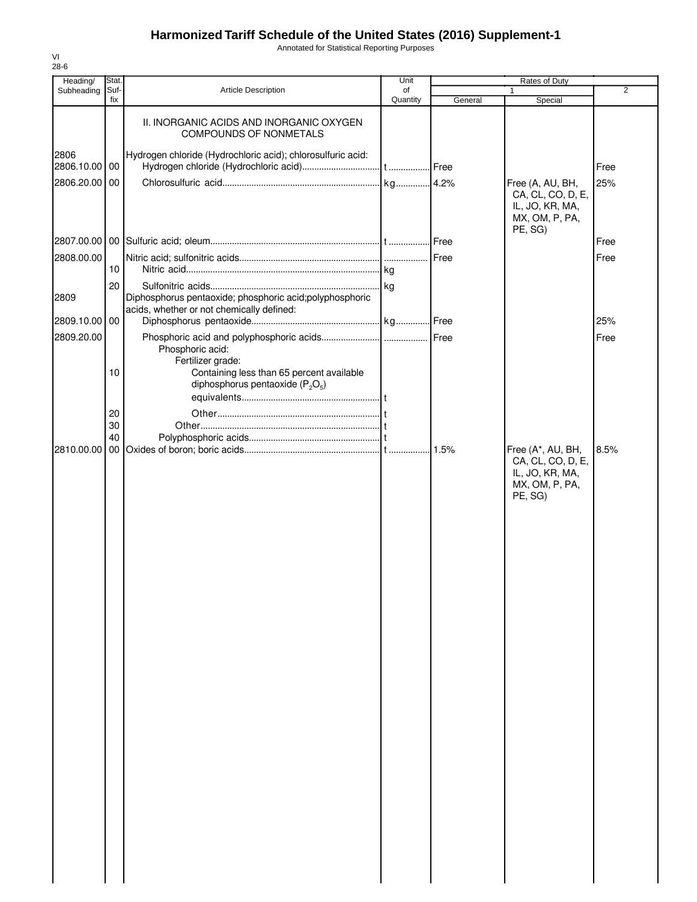# Harmonized Tariff Schedule of the United States (2016) Supplement-1

Annotated for Statistical Reporting Purposes

VI
28-6

| Heading/ Subheading | Stat. Suf-fix | Article Description | Unit of Quantity | Rates of Duty 1 General | Rates of Duty 1 Special | Rates of Duty 2 |
|---|---|---|---|---|---|---|
| | | II. INORGANIC ACIDS AND INORGANIC OXYGEN COMPOUNDS OF NONMETALS | | | | |
| 2806 | | Hydrogen chloride (Hydrochloric acid); chlorosulfuric acid: | | | | |
| 2806.10.00 | 00 | Hydrogen chloride (Hydrochloric acid) | t | Free | | Free |
| 2806.20.00 | 00 | Chlorosulfuric acid | kg | 4.2% | Free (A, AU, BH, CA, CL, CO, D, E, IL, JO, KR, MA, MX, OM, P, PA, PE, SG) | 25% |
| 2807.00.00 | 00 | Sulfuric acid; oleum | t | Free | | Free |
| 2808.00.00 | | Nitric acid; sulfonitric acids | | Free | | Free |
| | 10 | Nitric acid | kg | | | |
| | 20 | Sulfonitric acids | kg | | | |
| 2809 | | Diphosphorus pentaoxide; phosphoric acid;polyphosphoric acids, whether or not chemically defined: | | | | |
| 2809.10.00 | 00 | Diphosphorus pentaoxide | kg | Free | | 25% |
| 2809.20.00 | | Phosphoric acid and polyphosphoric acids | | Free | | Free |
| | | Phosphoric acid: | | | | |
| | | Fertilizer grade: | | | | |
| | 10 | Containing less than 65 percent available diphosphorus pentaoxide ($P_2O_5$) equivalents | t | | | |
| | 20 | Other | t | | | |
| | 30 | Other | t | | | |
| | 40 | Polyphosphoric acids | t | | | |
| 2810.00.00 | 00 | Oxides of boron; boric acids | t | 1.5% | Free (A*, AU, BH, CA, CL, CO, D, E, IL, JO, KR, MA, MX, OM, P, PA, PE, SG) | 8.5% |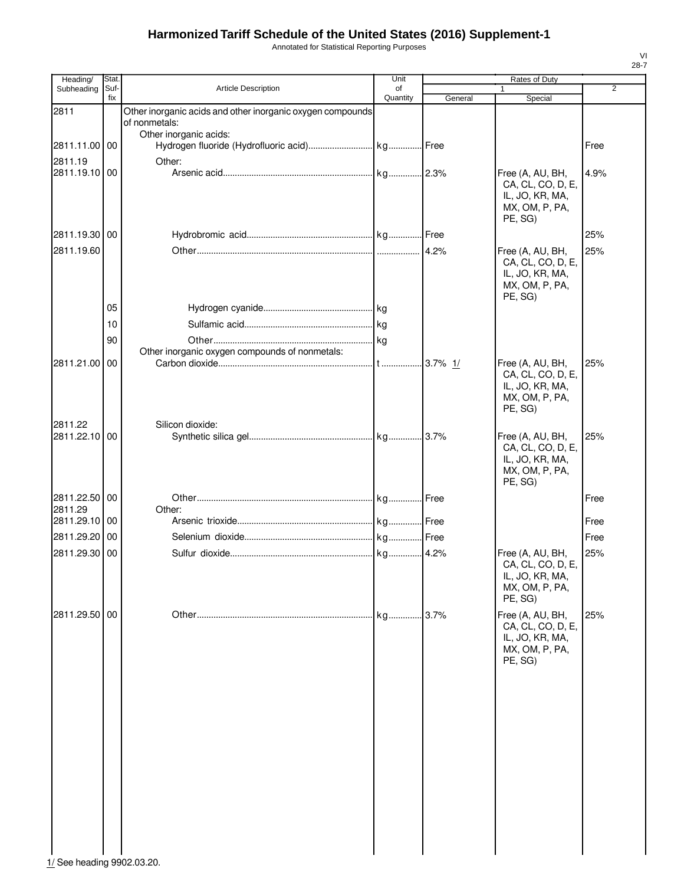# Harmonized Tariff Schedule of the United States (2016) Supplement-1

Annotated for Statistical Reporting Purposes

| Heading/ Subheading | Stat. Suf-fix | Article Description | Unit of Quantity | Rates of Duty 1 General | Rates of Duty 1 Special | Rates of Duty 2 |
|---|---|---|---|---|---|---|
| 2811 | | Other inorganic acids and other inorganic oxygen compounds of nonmetals: | | | | |
| | | Other inorganic acids: | | | | |
| 2811.11.00 | 00 | Hydrogen fluoride (Hydrofluoric acid) | kg | Free | | Free |
| 2811.19 | | Other: | | | | |
| 2811.19.10 | 00 | Arsenic acid | kg | 2.3% | Free (A, AU, BH, CA, CL, CO, D, E, IL, JO, KR, MA, MX, OM, P, PA, PE, SG) | 4.9% |
| 2811.19.30 | 00 | Hydrobromic acid | kg | Free | | 25% |
| 2811.19.60 | | Other | | 4.2% | Free (A, AU, BH, CA, CL, CO, D, E, IL, JO, KR, MA, MX, OM, P, PA, PE, SG) | 25% |
| | 05 | Hydrogen cyanide | kg | | | |
| | 10 | Sulfamic acid | kg | | | |
| | 90 | Other | kg | | | |
| | | Other inorganic oxygen compounds of nonmetals: | | | | |
| 2811.21.00 | 00 | Carbon dioxide | t | 3.7% 1/ | Free (A, AU, BH, CA, CL, CO, D, E, IL, JO, KR, MA, MX, OM, P, PA, PE, SG) | 25% |
| 2811.22 | | Silicon dioxide: | | | | |
| 2811.22.10 | 00 | Synthetic silica gel | kg | 3.7% | Free (A, AU, BH, CA, CL, CO, D, E, IL, JO, KR, MA, MX, OM, P, PA, PE, SG) | 25% |
| 2811.22.50 | 00 | Other | kg | Free | | Free |
| 2811.29 | | Other: | | | | |
| 2811.29.10 | 00 | Arsenic trioxide | kg | Free | | Free |
| 2811.29.20 | 00 | Selenium dioxide | kg | Free | | Free |
| 2811.29.30 | 00 | Sulfur dioxide | kg | 4.2% | Free (A, AU, BH, CA, CL, CO, D, E, IL, JO, KR, MA, MX, OM, P, PA, PE, SG) | 25% |
| 2811.29.50 | 00 | Other | kg | 3.7% | Free (A, AU, BH, CA, CL, CO, D, E, IL, JO, KR, MA, MX, OM, P, PA, PE, SG) | 25% |

1/ See heading 9902.03.20.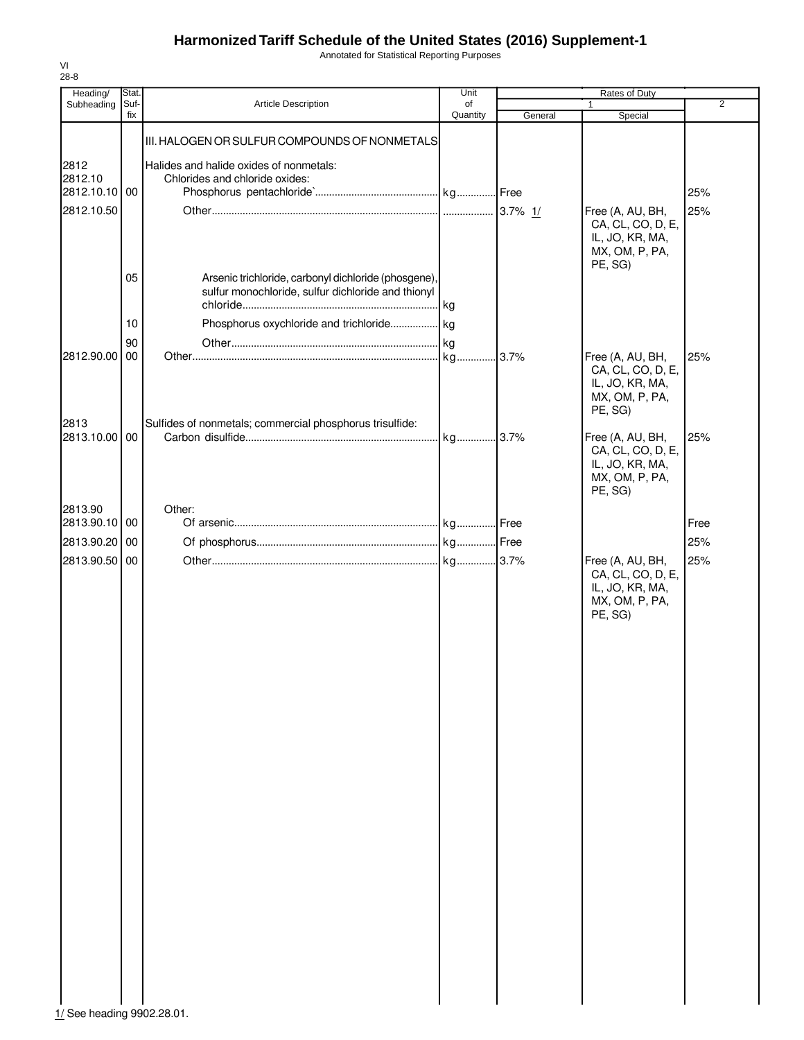# Harmonized Tariff Schedule of the United States (2016) Supplement-1

Annotated for Statistical Reporting Purposes

VI
28-8

| Heading/ Subheading | Stat. Suf- fix | Article Description | Unit of Quantity | Rates of Duty 1 General | Special | 2 |
|---|---|---|---|---|---|---|
| | | III. HALOGEN OR SULFUR COMPOUNDS OF NONMETALS | | | | |
| 2812 | | Halides and halide oxides of nonmetals: | | | | |
| 2812.10 | | Chlorides and chloride oxides: | | | | |
| 2812.10.10 | 00 | Phosphorus pentachloride` | kg | Free | | 25% |
| 2812.10.50 | | Other | | 3.7% 1/ | Free (A, AU, BH, CA, CL, CO, D, E, IL, JO, KR, MA, MX, OM, P, PA, PE, SG) | 25% |
| | 05 | Arsenic trichloride, carbonyl dichloride (phosgene), sulfur monochloride, sulfur dichloride and thionyl chloride | kg | | | |
| | 10 | Phosphorus oxychloride and trichloride | kg | | | |
| | 90 | Other | kg | | | |
| 2812.90.00 | 00 | Other | kg | 3.7% | Free (A, AU, BH, CA, CL, CO, D, E, IL, JO, KR, MA, MX, OM, P, PA, PE, SG) | 25% |
| 2813 | | Sulfides of nonmetals; commercial phosphorus trisulfide: | | | | |
| 2813.10.00 | 00 | Carbon disulfide | kg | 3.7% | Free (A, AU, BH, CA, CL, CO, D, E, IL, JO, KR, MA, MX, OM, P, PA, PE, SG) | 25% |
| 2813.90 | | Other: | | | | |
| 2813.90.10 | 00 | Of arsenic | kg | Free | | Free |
| 2813.90.20 | 00 | Of phosphorus | kg | Free | | 25% |
| 2813.90.50 | 00 | Other | kg | 3.7% | Free (A, AU, BH, CA, CL, CO, D, E, IL, JO, KR, MA, MX, OM, P, PA, PE, SG) | 25% |

1/ See heading 9902.28.01.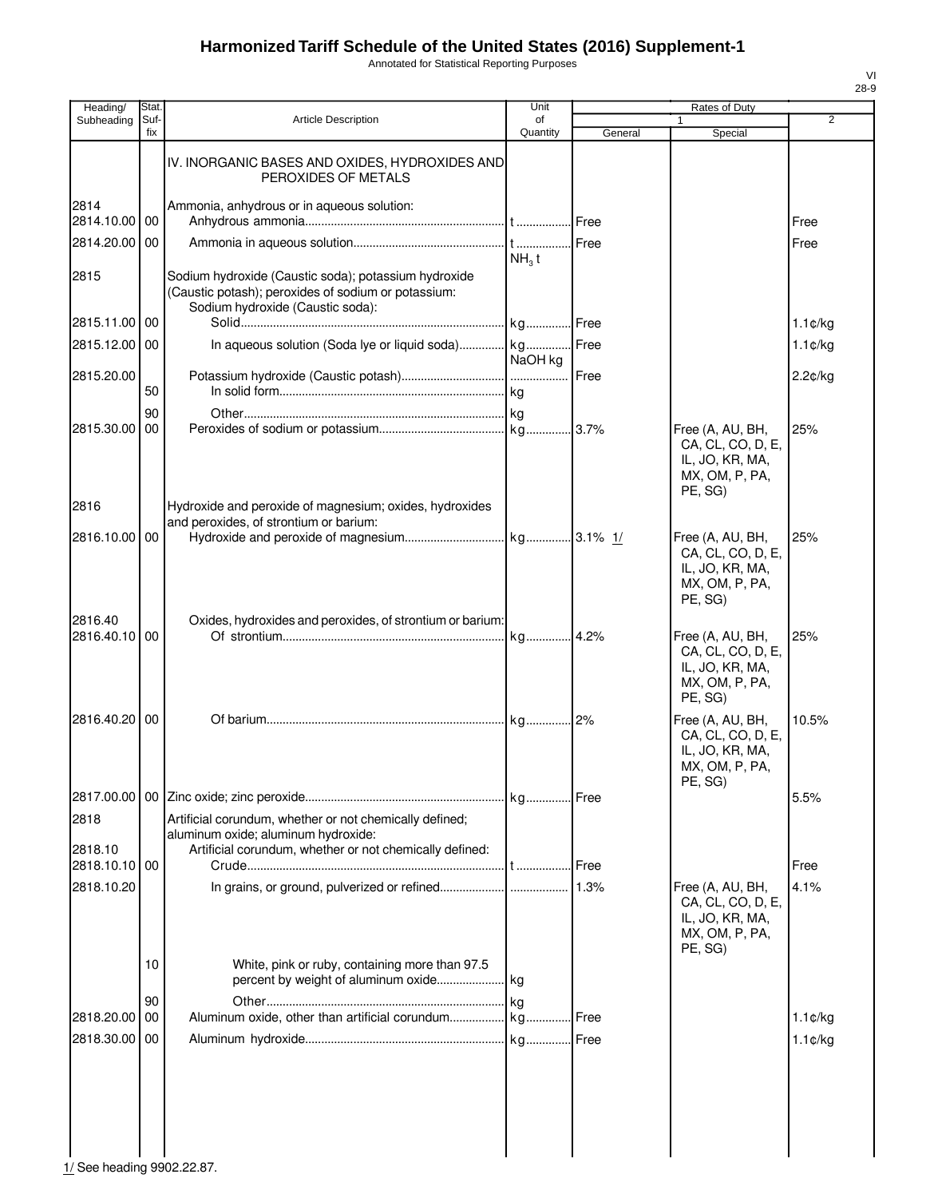# Harmonized Tariff Schedule of the United States (2016) Supplement-1

Annotated for Statistical Reporting Purposes

VI
28-9

| Heading/ Subheading | Stat. Suf- fix | Article Description | Unit of Quantity | Rates of Duty | | |
|---|---|---|---|---|---|---|
| | | | | 1 | | 2 |
| | | | | General | Special | |
| | | IV. INORGANIC BASES AND OXIDES, HYDROXIDES AND PEROXIDES OF METALS | | | | |
| 2814 | | Ammonia, anhydrous or in aqueous solution: | | | | |
| 2814.10.00 | 00 | Anhydrous ammonia | t | Free | | Free |
| 2814.20.00 | 00 | Ammonia in aqueous solution | t $NH_3$ t | Free | | Free |
| 2815 | | Sodium hydroxide (Caustic soda); potassium hydroxide (Caustic potash); peroxides of sodium or potassium: | | | | |
| | | Sodium hydroxide (Caustic soda): | | | | |
| 2815.11.00 | 00 | Solid | kg | Free | | 1.1¢/kg |
| 2815.12.00 | 00 | In aqueous solution (Soda lye or liquid soda) | kg NaOH kg | Free | | 1.1¢/kg |
| 2815.20.00 | | Potassium hydroxide (Caustic potash) | | Free | | 2.2¢/kg |
| | 50 | In solid form | kg | | | |
| | 90 | Other | kg | | | |
| 2815.30.00 | 00 | Peroxides of sodium or potassium | kg | 3.7% | Free (A, AU, BH, CA, CL, CO, D, E, IL, JO, KR, MA, MX, OM, P, PA, PE, SG) | 25% |
| 2816 | | Hydroxide and peroxide of magnesium; oxides, hydroxides and peroxides, of strontium or barium: | | | | |
| 2816.10.00 | 00 | Hydroxide and peroxide of magnesium | kg | 3.1% 1/ | Free (A, AU, BH, CA, CL, CO, D, E, IL, JO, KR, MA, MX, OM, P, PA, PE, SG) | 25% |
| 2816.40 | | Oxides, hydroxides and peroxides, of strontium or barium: | | | | |
| 2816.40.10 | 00 | Of strontium | kg | 4.2% | Free (A, AU, BH, CA, CL, CO, D, E, IL, JO, KR, MA, MX, OM, P, PA, PE, SG) | 25% |
| 2816.40.20 | 00 | Of barium | kg | 2% | Free (A, AU, BH, CA, CL, CO, D, E, IL, JO, KR, MA, MX, OM, P, PA, PE, SG) | 10.5% |
| 2817.00.00 | 00 | Zinc oxide; zinc peroxide | kg | Free | | 5.5% |
| 2818 | | Artificial corundum, whether or not chemically defined; aluminum oxide; aluminum hydroxide: | | | | |
| 2818.10 | | Artificial corundum, whether or not chemically defined: | | | | |
| 2818.10.10 | 00 | Crude | t | Free | | Free |
| 2818.10.20 | | In grains, or ground, pulverized or refined | | 1.3% | Free (A, AU, BH, CA, CL, CO, D, E, IL, JO, KR, MA, MX, OM, P, PA, PE, SG) | 4.1% |
| | 10 | White, pink or ruby, containing more than 97.5 percent by weight of aluminum oxide | kg | | | |
| | 90 | Other | kg | | | |
| 2818.20.00 | 00 | Aluminum oxide, other than artificial corundum | kg | Free | | 1.1¢/kg |
| 2818.30.00 | 00 | Aluminum hydroxide | kg | Free | | 1.1¢/kg |

1/ See heading 9902.22.87.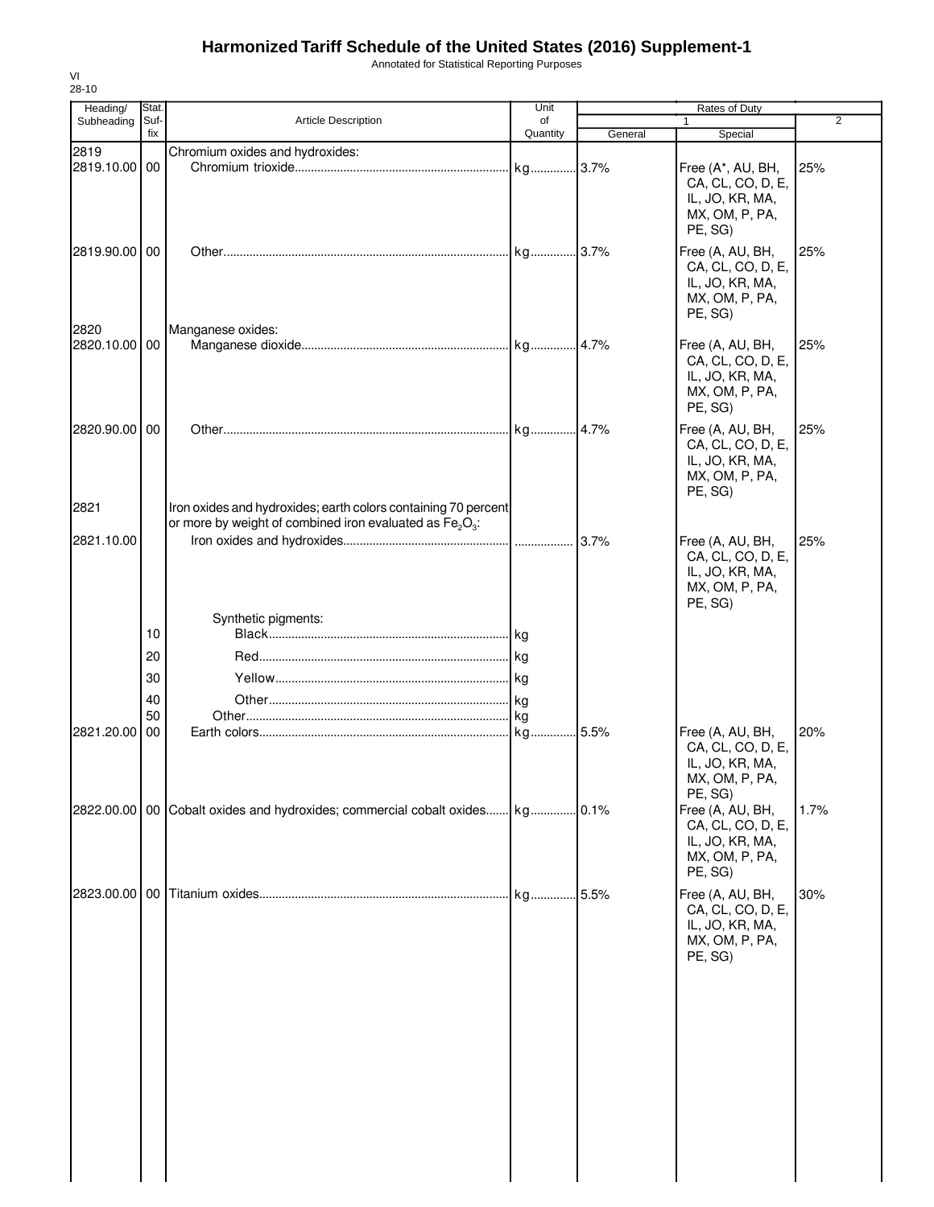# Harmonized Tariff Schedule of the United States (2016) Supplement-1

Annotated for Statistical Reporting Purposes

VI
28-10

| Heading/ Subheading | Stat. Suf- fix | Article Description | Unit of Quantity | Rates of Duty 1 General | Special | 2 |
|---|---|---|---|---|---|---|
| 2819 | | Chromium oxides and hydroxides: | | | | |
| 2819.10.00 | 00 | Chromium trioxide | kg | 3.7% | Free (A*, AU, BH, CA, CL, CO, D, E, IL, JO, KR, MA, MX, OM, P, PA, PE, SG) | 25% |
| 2819.90.00 | 00 | Other | kg | 3.7% | Free (A, AU, BH, CA, CL, CO, D, E, IL, JO, KR, MA, MX, OM, P, PA, PE, SG) | 25% |
| 2820 | | Manganese oxides: | | | | |
| 2820.10.00 | 00 | Manganese dioxide | kg | 4.7% | Free (A, AU, BH, CA, CL, CO, D, E, IL, JO, KR, MA, MX, OM, P, PA, PE, SG) | 25% |
| 2820.90.00 | 00 | Other | kg | 4.7% | Free (A, AU, BH, CA, CL, CO, D, E, IL, JO, KR, MA, MX, OM, P, PA, PE, SG) | 25% |
| 2821 | | Iron oxides and hydroxides; earth colors containing 70 percent or more by weight of combined iron evaluated as $Fe_2O_3$: | | | | |
| 2821.10.00 | | Iron oxides and hydroxides | | 3.7% | Free (A, AU, BH, CA, CL, CO, D, E, IL, JO, KR, MA, MX, OM, P, PA, PE, SG) | 25% |
| | | Synthetic pigments: | | | | |
| | 10 | Black | kg | | | |
| | 20 | Red | kg | | | |
| | 30 | Yellow | kg | | | |
| | 40 | Other | kg | | | |
| | 50 | Other | kg | | | |
| 2821.20.00 | 00 | Earth colors | kg | 5.5% | Free (A, AU, BH, CA, CL, CO, D, E, IL, JO, KR, MA, MX, OM, P, PA, PE, SG) | 20% |
| 2822.00.00 | 00 | Cobalt oxides and hydroxides; commercial cobalt oxides | kg | 0.1% | Free (A, AU, BH, CA, CL, CO, D, E, IL, JO, KR, MA, MX, OM, P, PA, PE, SG) | 1.7% |
| 2823.00.00 | 00 | Titanium oxides | kg | 5.5% | Free (A, AU, BH, CA, CL, CO, D, E, IL, JO, KR, MA, MX, OM, P, PA, PE, SG) | 30% |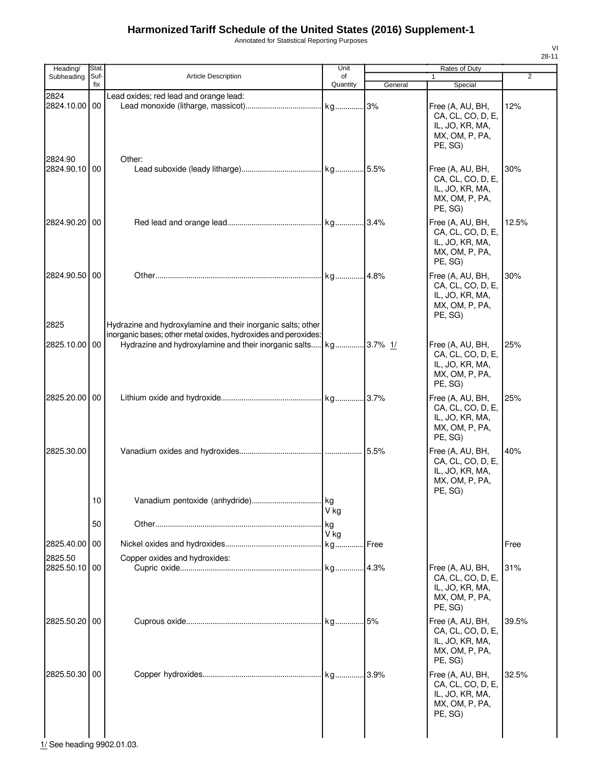# Harmonized Tariff Schedule of the United States (2016) Supplement-1

Annotated for Statistical Reporting Purposes

| Heading/ Subheading | Stat. Suf- fix | Article Description | Unit of Quantity | Rates of Duty 1 General | Rates of Duty 1 Special | Rates of Duty 2 |
|---|---|---|---|---|---|---|
| 2824 | | Lead oxides; red lead and orange lead: | | | | |
| 2824.10.00 | 00 | Lead monoxide (litharge, massicot) | kg | 3% | Free (A, AU, BH, CA, CL, CO, D, E, IL, JO, KR, MA, MX, OM, P, PA, PE, SG) | 12% |
| 2824.90 | | Other: | | | | |
| 2824.90.10 | 00 | Lead suboxide (leady litharge) | kg | 5.5% | Free (A, AU, BH, CA, CL, CO, D, E, IL, JO, KR, MA, MX, OM, P, PA, PE, SG) | 30% |
| 2824.90.20 | 00 | Red lead and orange lead | kg | 3.4% | Free (A, AU, BH, CA, CL, CO, D, E, IL, JO, KR, MA, MX, OM, P, PA, PE, SG) | 12.5% |
| 2824.90.50 | 00 | Other | kg | 4.8% | Free (A, AU, BH, CA, CL, CO, D, E, IL, JO, KR, MA, MX, OM, P, PA, PE, SG) | 30% |
| 2825 | | Hydrazine and hydroxylamine and their inorganic salts; other inorganic bases; other metal oxides, hydroxides and peroxides: | | | | |
| 2825.10.00 | 00 | Hydrazine and hydroxylamine and their inorganic salts | kg | 3.7% 1/ | Free (A, AU, BH, CA, CL, CO, D, E, IL, JO, KR, MA, MX, OM, P, PA, PE, SG) | 25% |
| 2825.20.00 | 00 | Lithium oxide and hydroxide | kg | 3.7% | Free (A, AU, BH, CA, CL, CO, D, E, IL, JO, KR, MA, MX, OM, P, PA, PE, SG) | 25% |
| 2825.30.00 | | Vanadium oxides and hydroxides | | 5.5% | Free (A, AU, BH, CA, CL, CO, D, E, IL, JO, KR, MA, MX, OM, P, PA, PE, SG) | 40% |
| | 10 | Vanadium pentoxide (anhydride) | kg V kg | | | |
| | 50 | Other | kg V kg | | | |
| 2825.40.00 | 00 | Nickel oxides and hydroxides | kg | Free | | Free |
| 2825.50 | | Copper oxides and hydroxides: | | | | |
| 2825.50.10 | 00 | Cupric oxide | kg | 4.3% | Free (A, AU, BH, CA, CL, CO, D, E, IL, JO, KR, MA, MX, OM, P, PA, PE, SG) | 31% |
| 2825.50.20 | 00 | Cuprous oxide | kg | 5% | Free (A, AU, BH, CA, CL, CO, D, E, IL, JO, KR, MA, MX, OM, P, PA, PE, SG) | 39.5% |
| 2825.50.30 | 00 | Copper hydroxides | kg | 3.9% | Free (A, AU, BH, CA, CL, CO, D, E, IL, JO, KR, MA, MX, OM, P, PA, PE, SG) | 32.5% |

1/ See heading 9902.01.03.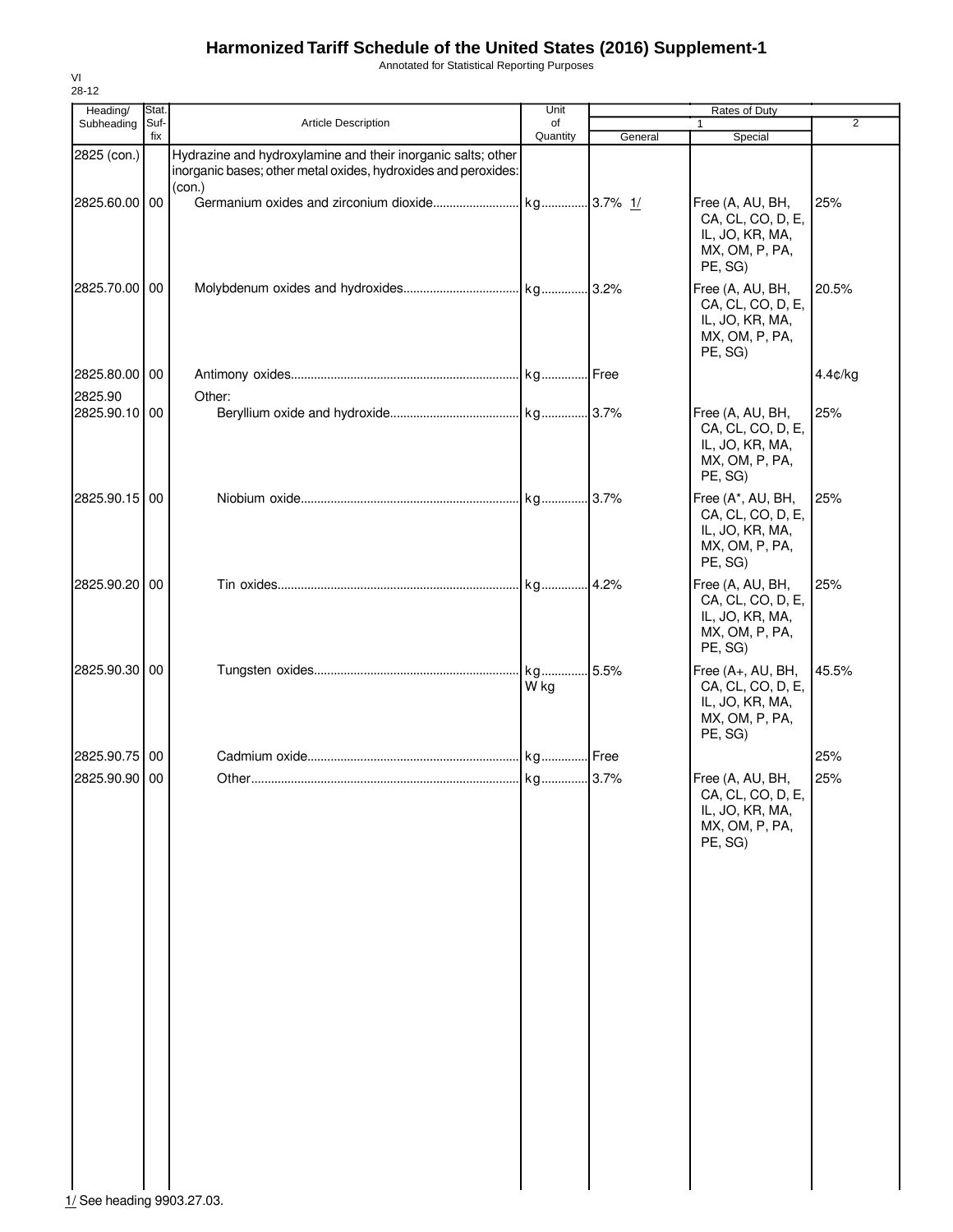# Harmonized Tariff Schedule of the United States (2016) Supplement-1

Annotated for Statistical Reporting Purposes

VI
28-12

| Heading/ Subheading | Stat. Suf-fix | Article Description | Unit of Quantity | Rates of Duty 1 General | Rates of Duty 1 Special | Rates of Duty 2 |
|---|---|---|---|---|---|---|
| 2825 (con.) | | Hydrazine and hydroxylamine and their inorganic salts; other inorganic bases; other metal oxides, hydroxides and peroxides: (con.) | | | | |
| 2825.60.00 | 00 | Germanium oxides and zirconium dioxide | kg | 3.7% 1/ | Free (A, AU, BH, CA, CL, CO, D, E, IL, JO, KR, MA, MX, OM, P, PA, PE, SG) | 25% |
| 2825.70.00 | 00 | Molybdenum oxides and hydroxides | kg | 3.2% | Free (A, AU, BH, CA, CL, CO, D, E, IL, JO, KR, MA, MX, OM, P, PA, PE, SG) | 20.5% |
| 2825.80.00 | 00 | Antimony oxides | kg | Free | | 4.4¢/kg |
| 2825.90 | | Other: | | | | |
| 2825.90.10 | 00 | Beryllium oxide and hydroxide | kg | 3.7% | Free (A, AU, BH, CA, CL, CO, D, E, IL, JO, KR, MA, MX, OM, P, PA, PE, SG) | 25% |
| 2825.90.15 | 00 | Niobium oxide | kg | 3.7% | Free (A*, AU, BH, CA, CL, CO, D, E, IL, JO, KR, MA, MX, OM, P, PA, PE, SG) | 25% |
| 2825.90.20 | 00 | Tin oxides | kg | 4.2% | Free (A, AU, BH, CA, CL, CO, D, E, IL, JO, KR, MA, MX, OM, P, PA, PE, SG) | 25% |
| 2825.90.30 | 00 | Tungsten oxides | kg W kg | 5.5% | Free (A+, AU, BH, CA, CL, CO, D, E, IL, JO, KR, MA, MX, OM, P, PA, PE, SG) | 45.5% |
| 2825.90.75 | 00 | Cadmium oxide | kg | Free | | 25% |
| 2825.90.90 | 00 | Other | kg | 3.7% | Free (A, AU, BH, CA, CL, CO, D, E, IL, JO, KR, MA, MX, OM, P, PA, PE, SG) | 25% |

1/ See heading 9903.27.03.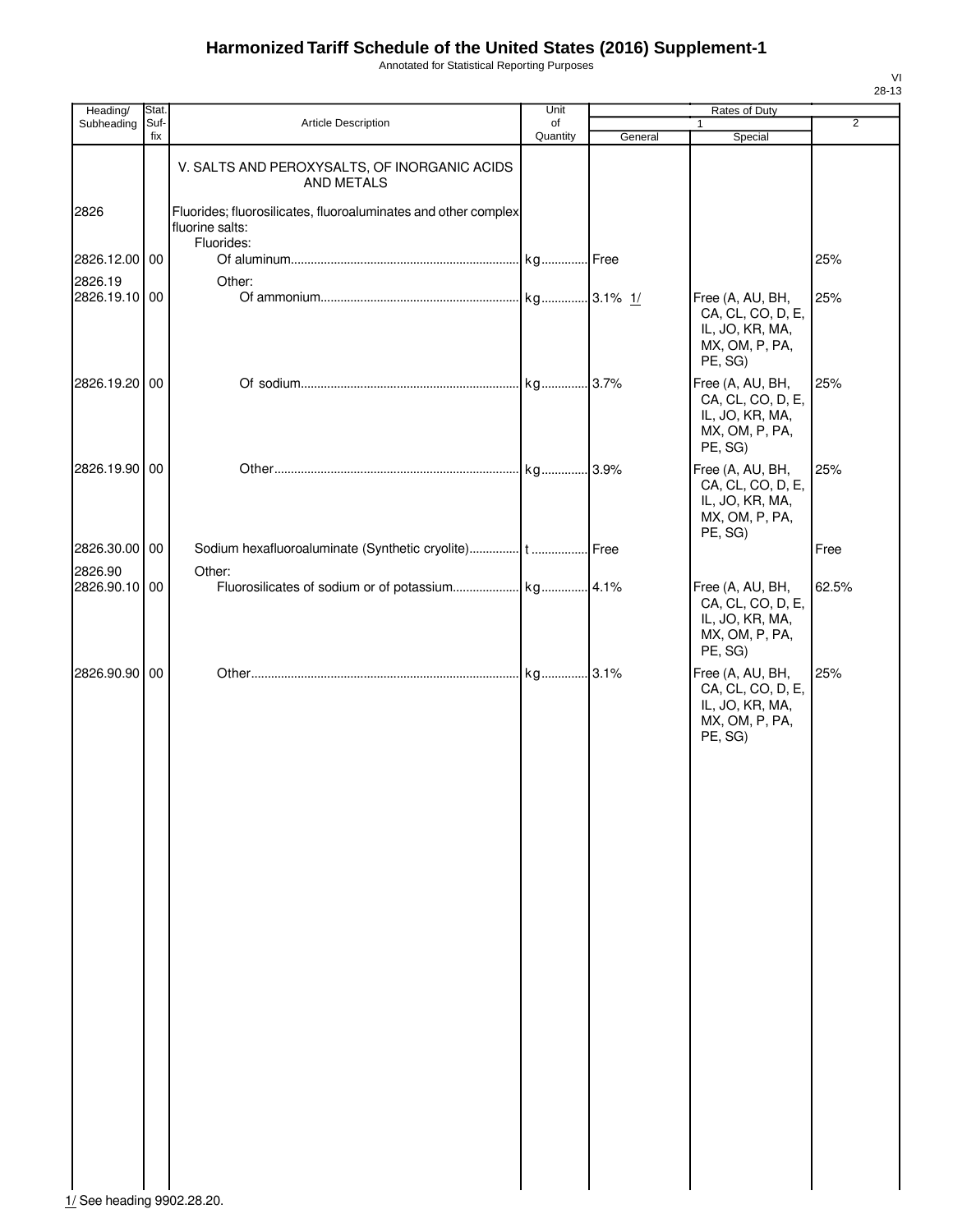# Harmonized Tariff Schedule of the United States (2016) Supplement-1

Annotated for Statistical Reporting Purposes

VI
28-13

| Heading/ Subheading | Stat. Suf- fix | Article Description | Unit of Quantity | Rates of Duty 1 General | Rates of Duty 1 Special | Rates of Duty 2 |
|---|---|---|---|---|---|---|
| | | V. SALTS AND PEROXYSALTS, OF INORGANIC ACIDS AND METALS | | | | |
| 2826 | | Fluorides; fluorosilicates, fluoroaluminates and other complex fluorine salts: | | | | |
| | | Fluorides: | | | | |
| 2826.12.00 | 00 | Of aluminum | kg | Free | | 25% |
| 2826.19 | | Other: | | | | |
| 2826.19.10 | 00 | Of ammonium | kg | 3.1% 1/ | Free (A, AU, BH, CA, CL, CO, D, E, IL, JO, KR, MA, MX, OM, P, PA, PE, SG) | 25% |
| 2826.19.20 | 00 | Of sodium | kg | 3.7% | Free (A, AU, BH, CA, CL, CO, D, E, IL, JO, KR, MA, MX, OM, P, PA, PE, SG) | 25% |
| 2826.19.90 | 00 | Other | kg | 3.9% | Free (A, AU, BH, CA, CL, CO, D, E, IL, JO, KR, MA, MX, OM, P, PA, PE, SG) | 25% |
| 2826.30.00 | 00 | Sodium hexafluoroaluminate (Synthetic cryolite) | t | Free | | Free |
| 2826.90 | | Other: | | | | |
| 2826.90.10 | 00 | Fluorosilicates of sodium or of potassium | kg | 4.1% | Free (A, AU, BH, CA, CL, CO, D, E, IL, JO, KR, MA, MX, OM, P, PA, PE, SG) | 62.5% |
| 2826.90.90 | 00 | Other | kg | 3.1% | Free (A, AU, BH, CA, CL, CO, D, E, IL, JO, KR, MA, MX, OM, P, PA, PE, SG) | 25% |

1/ See heading 9902.28.20.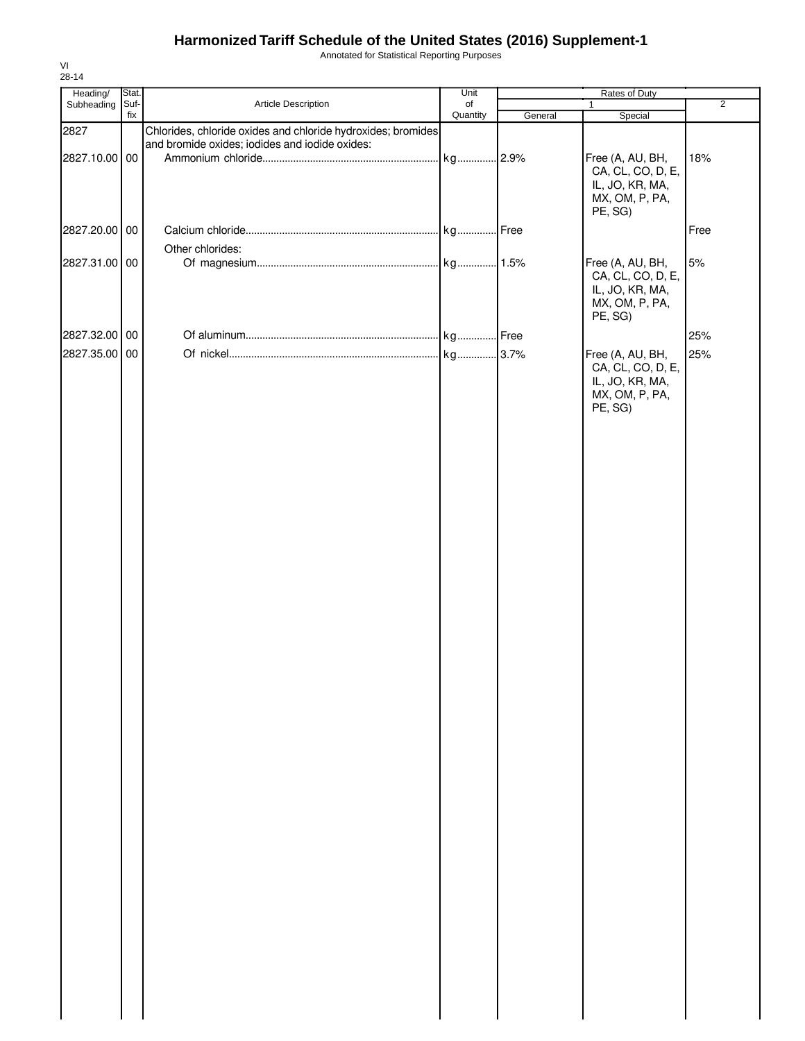# Harmonized Tariff Schedule of the United States (2016) Supplement-1

Annotated for Statistical Reporting Purposes

VI
28-14

| Heading/ Subheading | Stat. Suf- fix | Article Description | Unit of Quantity | Rates of Duty 1 General | Rates of Duty 1 Special | Rates of Duty 2 |
|---|---|---|---|---|---|---|
| 2827 | | Chlorides, chloride oxides and chloride hydroxides; bromides and bromide oxides; iodides and iodide oxides: | | | | |
| 2827.10.00 | 00 | Ammonium chloride | kg | 2.9% | Free (A, AU, BH, CA, CL, CO, D, E, IL, JO, KR, MA, MX, OM, P, PA, PE, SG) | 18% |
| 2827.20.00 | 00 | Calcium chloride | kg | Free | | Free |
| | | Other chlorides: | | | | |
| 2827.31.00 | 00 | Of magnesium | kg | 1.5% | Free (A, AU, BH, CA, CL, CO, D, E, IL, JO, KR, MA, MX, OM, P, PA, PE, SG) | 5% |
| 2827.32.00 | 00 | Of aluminum | kg | Free | | 25% |
| 2827.35.00 | 00 | Of nickel | kg | 3.7% | Free (A, AU, BH, CA, CL, CO, D, E, IL, JO, KR, MA, MX, OM, P, PA, PE, SG) | 25% |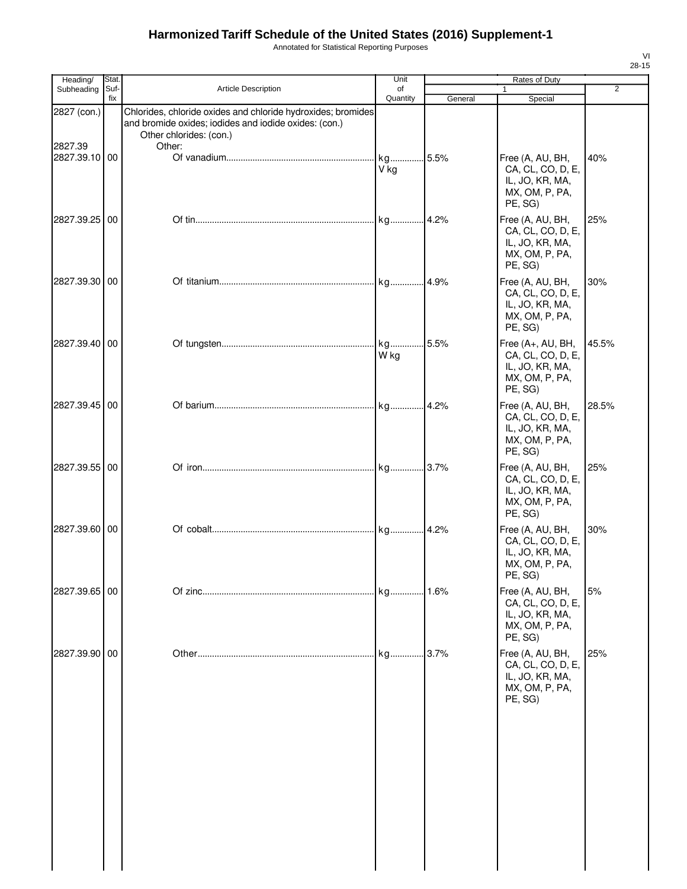# Harmonized Tariff Schedule of the United States (2016) Supplement-1

Annotated for Statistical Reporting Purposes

| Heading/ Subheading | Stat. Suf-fix | Article Description | Unit of Quantity | Rates of Duty 1 General | Rates of Duty 1 Special | Rates of Duty 2 |
|---|---|---|---|---|---|---|
| 2827 (con.) | | Chlorides, chloride oxides and chloride hydroxides; bromides and bromide oxides; iodides and iodide oxides: (con.) | | | | |
| | | Other chlorides: (con.) | | | | |
| 2827.39 | | Other: | | | | |
| 2827.39.10 | 00 | Of vanadium | kg V kg | 5.5% | Free (A, AU, BH, CA, CL, CO, D, E, IL, JO, KR, MA, MX, OM, P, PA, PE, SG) | 40% |
| 2827.39.25 | 00 | Of tin | kg | 4.2% | Free (A, AU, BH, CA, CL, CO, D, E, IL, JO, KR, MA, MX, OM, P, PA, PE, SG) | 25% |
| 2827.39.30 | 00 | Of titanium | kg | 4.9% | Free (A, AU, BH, CA, CL, CO, D, E, IL, JO, KR, MA, MX, OM, P, PA, PE, SG) | 30% |
| 2827.39.40 | 00 | Of tungsten | kg W kg | 5.5% | Free (A+, AU, BH, CA, CL, CO, D, E, IL, JO, KR, MA, MX, OM, P, PA, PE, SG) | 45.5% |
| 2827.39.45 | 00 | Of barium | kg | 4.2% | Free (A, AU, BH, CA, CL, CO, D, E, IL, JO, KR, MA, MX, OM, P, PA, PE, SG) | 28.5% |
| 2827.39.55 | 00 | Of iron | kg | 3.7% | Free (A, AU, BH, CA, CL, CO, D, E, IL, JO, KR, MA, MX, OM, P, PA, PE, SG) | 25% |
| 2827.39.60 | 00 | Of cobalt | kg | 4.2% | Free (A, AU, BH, CA, CL, CO, D, E, IL, JO, KR, MA, MX, OM, P, PA, PE, SG) | 30% |
| 2827.39.65 | 00 | Of zinc | kg | 1.6% | Free (A, AU, BH, CA, CL, CO, D, E, IL, JO, KR, MA, MX, OM, P, PA, PE, SG) | 5% |
| 2827.39.90 | 00 | Other | kg | 3.7% | Free (A, AU, BH, CA, CL, CO, D, E, IL, JO, KR, MA, MX, OM, P, PA, PE, SG) | 25% |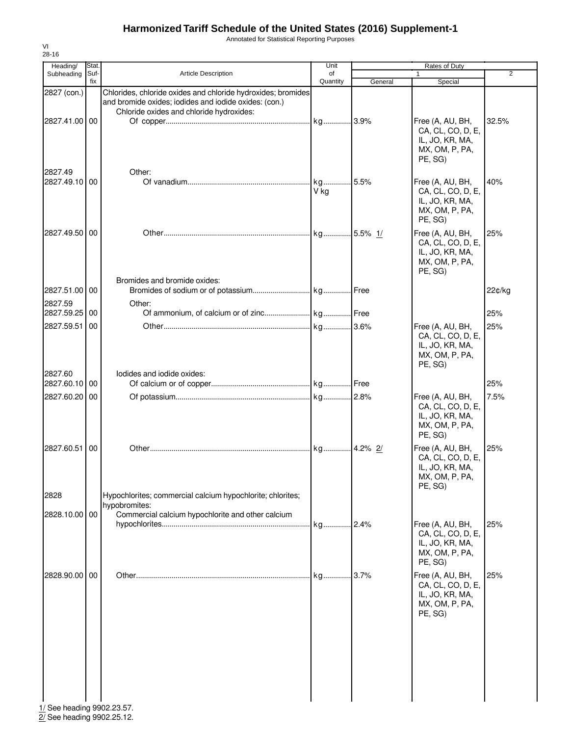# Harmonized Tariff Schedule of the United States (2016) Supplement-1

Annotated for Statistical Reporting Purposes

VI
28-16

| Heading/ Subheading | Stat. Suf- fix | Article Description | Unit of Quantity | Rates of Duty 1 General | Special | 2 |
|---|---|---|---|---|---|---|
| 2827 (con.) | | Chlorides, chloride oxides and chloride hydroxides; bromides and bromide oxides; iodides and iodide oxides: (con.) | | | | |
| | | Chloride oxides and chloride hydroxides: | | | | |
| 2827.41.00 | 00 | Of copper | kg | 3.9% | Free (A, AU, BH, CA, CL, CO, D, E, IL, JO, KR, MA, MX, OM, P, PA, PE, SG) | 32.5% |
| 2827.49 | | Other: | | | | |
| 2827.49.10 | 00 | Of vanadium | kg<br>V kg | 5.5% | Free (A, AU, BH, CA, CL, CO, D, E, IL, JO, KR, MA, MX, OM, P, PA, PE, SG) | 40% |
| 2827.49.50 | 00 | Other | kg | 5.5% 1/ | Free (A, AU, BH, CA, CL, CO, D, E, IL, JO, KR, MA, MX, OM, P, PA, PE, SG) | 25% |
| | | Bromides and bromide oxides: | | | | |
| 2827.51.00 | 00 | Bromides of sodium or of potassium | kg | Free | | 22¢/kg |
| 2827.59 | | Other: | | | | |
| 2827.59.25 | 00 | Of ammonium, of calcium or of zinc | kg | Free | | 25% |
| 2827.59.51 | 00 | Other | kg | 3.6% | Free (A, AU, BH, CA, CL, CO, D, E, IL, JO, KR, MA, MX, OM, P, PA, PE, SG) | 25% |
| 2827.60 | | Iodides and iodide oxides: | | | | |
| 2827.60.10 | 00 | Of calcium or of copper | kg | Free | | 25% |
| 2827.60.20 | 00 | Of potassium | kg | 2.8% | Free (A, AU, BH, CA, CL, CO, D, E, IL, JO, KR, MA, MX, OM, P, PA, PE, SG) | 7.5% |
| 2827.60.51 | 00 | Other | kg | 4.2% 2/ | Free (A, AU, BH, CA, CL, CO, D, E, IL, JO, KR, MA, MX, OM, P, PA, PE, SG) | 25% |
| 2828 | | Hypochlorites; commercial calcium hypochlorite; chlorites; hypobromites: | | | | |
| 2828.10.00 | 00 | Commercial calcium hypochlorite and other calcium hypochlorites | kg | 2.4% | Free (A, AU, BH, CA, CL, CO, D, E, IL, JO, KR, MA, MX, OM, P, PA, PE, SG) | 25% |
| 2828.90.00 | 00 | Other | kg | 3.7% | Free (A, AU, BH, CA, CL, CO, D, E, IL, JO, KR, MA, MX, OM, P, PA, PE, SG) | 25% |

1/ See heading 9902.23.57.
2/ See heading 9902.25.12.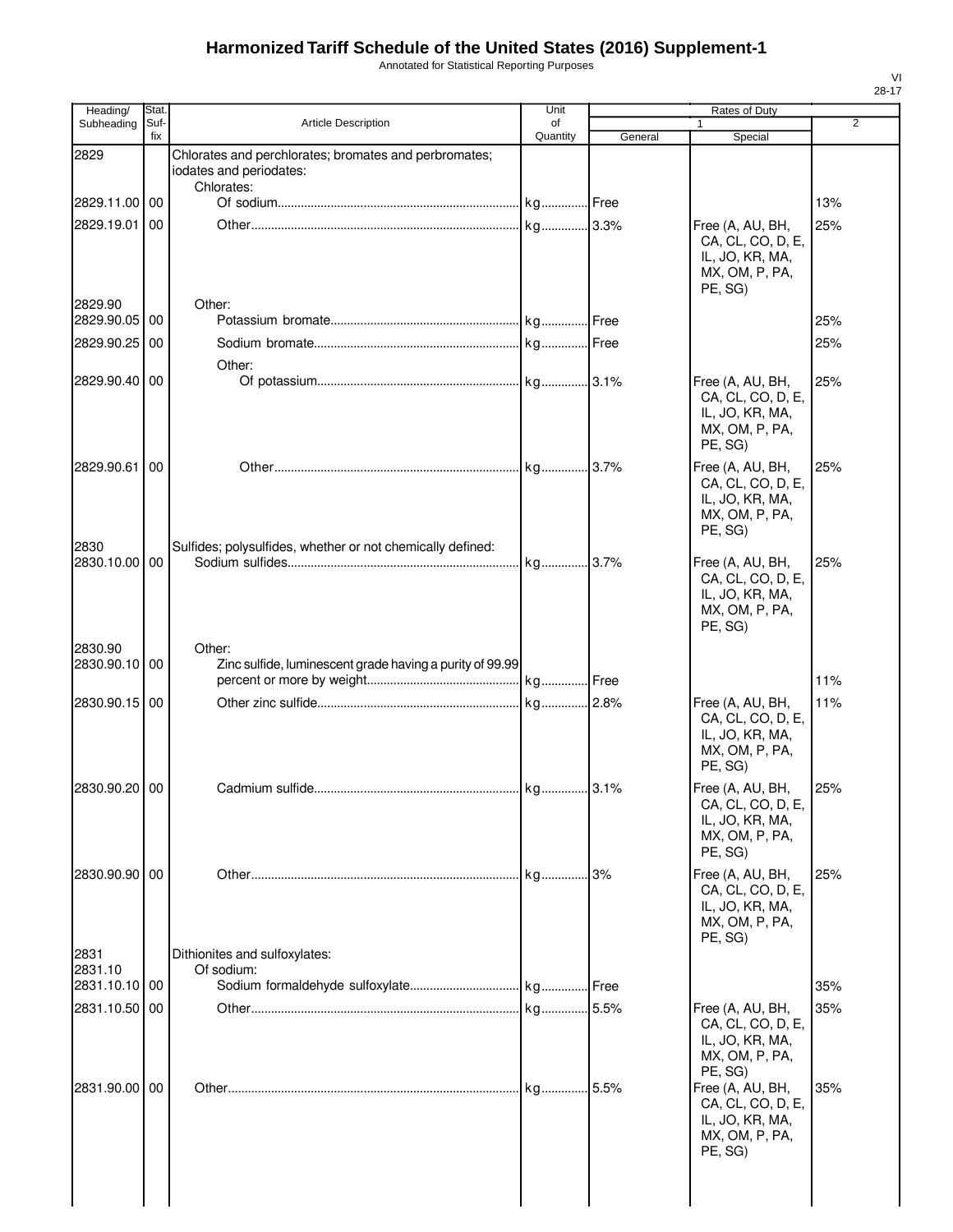# Harmonized Tariff Schedule of the United States (2016) Supplement-1

Annotated for Statistical Reporting Purposes

| Heading/ Subheading | Stat. Suf- fix | Article Description | Unit of Quantity | Rates of Duty 1 General | Special | 2 |
|---|---|---|---|---|---|---|
| 2829 | | Chlorates and perchlorates; bromates and perbromates; iodates and periodates: | | | | |
| | | Chlorates: | | | | |
| 2829.11.00 | 00 | Of sodium | kg | Free | | 13% |
| 2829.19.01 | 00 | Other | kg | 3.3% | Free (A, AU, BH, CA, CL, CO, D, E, IL, JO, KR, MA, MX, OM, P, PA, PE, SG) | 25% |
| 2829.90 | | Other: | | | | |
| 2829.90.05 | 00 | Potassium bromate | kg | Free | | 25% |
| 2829.90.25 | 00 | Sodium bromate | kg | Free | | 25% |
| | | Other: | | | | |
| 2829.90.40 | 00 | Of potassium | kg | 3.1% | Free (A, AU, BH, CA, CL, CO, D, E, IL, JO, KR, MA, MX, OM, P, PA, PE, SG) | 25% |
| 2829.90.61 | 00 | Other | kg | 3.7% | Free (A, AU, BH, CA, CL, CO, D, E, IL, JO, KR, MA, MX, OM, P, PA, PE, SG) | 25% |
| 2830 | | Sulfides; polysulfides, whether or not chemically defined: | | | | |
| 2830.10.00 | 00 | Sodium sulfides | kg | 3.7% | Free (A, AU, BH, CA, CL, CO, D, E, IL, JO, KR, MA, MX, OM, P, PA, PE, SG) | 25% |
| 2830.90 | | Other: | | | | |
| 2830.90.10 | 00 | Zinc sulfide, luminescent grade having a purity of 99.99 percent or more by weight | kg | Free | | 11% |
| 2830.90.15 | 00 | Other zinc sulfide | kg | 2.8% | Free (A, AU, BH, CA, CL, CO, D, E, IL, JO, KR, MA, MX, OM, P, PA, PE, SG) | 11% |
| 2830.90.20 | 00 | Cadmium sulfide | kg | 3.1% | Free (A, AU, BH, CA, CL, CO, D, E, IL, JO, KR, MA, MX, OM, P, PA, PE, SG) | 25% |
| 2830.90.90 | 00 | Other | kg | 3% | Free (A, AU, BH, CA, CL, CO, D, E, IL, JO, KR, MA, MX, OM, P, PA, PE, SG) | 25% |
| 2831 | | Dithionites and sulfoxylates: | | | | |
| 2831.10 | | Of sodium: | | | | |
| 2831.10.10 | 00 | Sodium formaldehyde sulfoxylate | kg | Free | | 35% |
| 2831.10.50 | 00 | Other | kg | 5.5% | Free (A, AU, BH, CA, CL, CO, D, E, IL, JO, KR, MA, MX, OM, P, PA, PE, SG) | 35% |
| 2831.90.00 | 00 | Other | kg | 5.5% | Free (A, AU, BH, CA, CL, CO, D, E, IL, JO, KR, MA, MX, OM, P, PA, PE, SG) | 35% |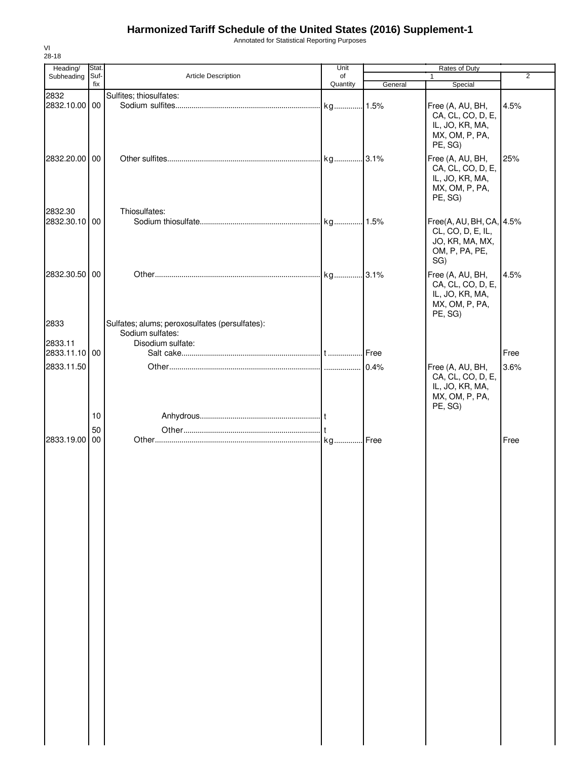# Harmonized Tariff Schedule of the United States (2016) Supplement-1

Annotated for Statistical Reporting Purposes

VI
28-18

| Heading/ Subheading | Stat. Suf- fix | Article Description | Unit of Quantity | Rates of Duty 1 General | Special | 2 |
|---|---|---|---|---|---|---|
| 2832 | | Sulfites; thiosulfates: | | | | |
| 2832.10.00 | 00 | Sodium sulfites | kg | 1.5% | Free (A, AU, BH, CA, CL, CO, D, E, IL, JO, KR, MA, MX, OM, P, PA, PE, SG) | 4.5% |
| 2832.20.00 | 00 | Other sulfites | kg | 3.1% | Free (A, AU, BH, CA, CL, CO, D, E, IL, JO, KR, MA, MX, OM, P, PA, PE, SG) | 25% |
| 2832.30 | | Thiosulfates: | | | | |
| 2832.30.10 | 00 | Sodium thiosulfate | kg | 1.5% | Free(A, AU, BH, CA, CL, CO, D, E, IL, JO, KR, MA, MX, OM, P, PA, PE, SG) | 4.5% |
| 2832.30.50 | 00 | Other | kg | 3.1% | Free (A, AU, BH, CA, CL, CO, D, E, IL, JO, KR, MA, MX, OM, P, PA, PE, SG) | 4.5% |
| 2833 | | Sulfates; alums; peroxosulfates (persulfates): | | | | |
| | | Sodium sulfates: | | | | |
| 2833.11 | | Disodium sulfate: | | | | |
| 2833.11.10 | 00 | Salt cake | t | Free | | Free |
| 2833.11.50 | | Other | | 0.4% | Free (A, AU, BH, CA, CL, CO, D, E, IL, JO, KR, MA, MX, OM, P, PA, PE, SG) | 3.6% |
| | 10 | Anhydrous | t | | | |
| | 50 | Other | t | | | |
| 2833.19.00 | 00 | Other | kg | Free | | Free |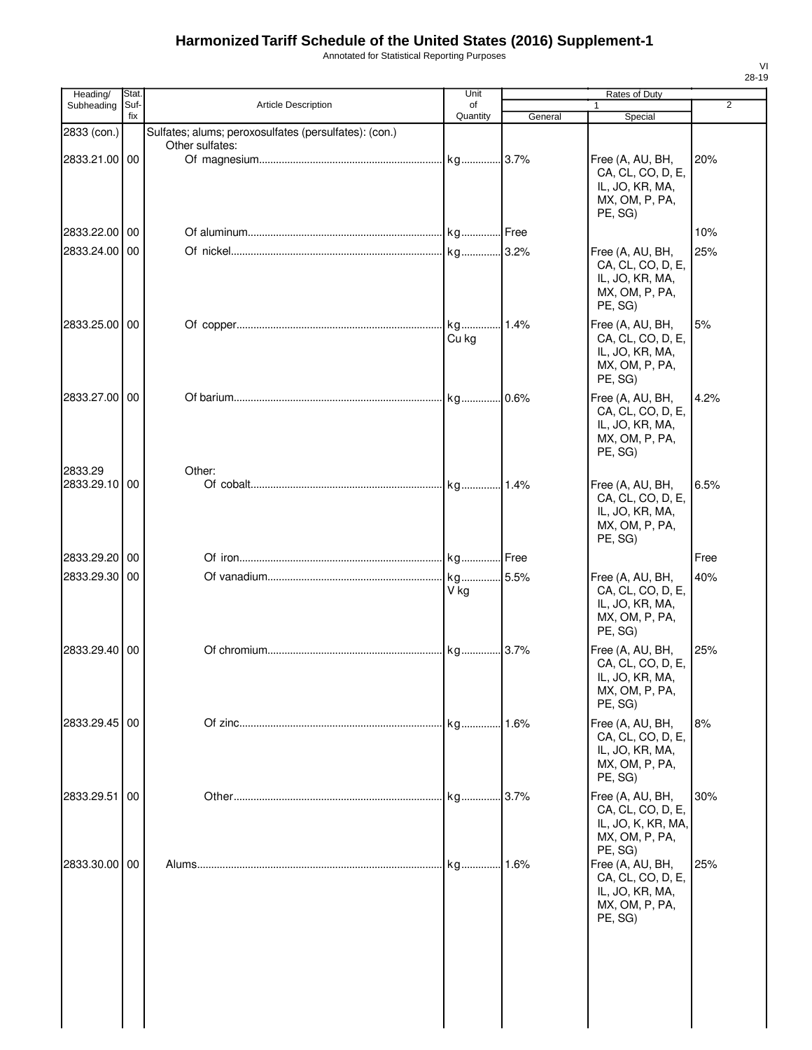# Harmonized Tariff Schedule of the United States (2016) Supplement-1

Annotated for Statistical Reporting Purposes

VI
28-19

| Heading/ Subheading | Stat. Suf- fix | Article Description | Unit of Quantity | Rates of Duty 1 General | Rates of Duty 1 Special | Rates of Duty 2 |
|---|---|---|---|---|---|---|
| 2833 (con.) | | Sulfates; alums; peroxosulfates (persulfates): (con.) | | | | |
| | | Other sulfates: | | | | |
| 2833.21.00 | 00 | Of magnesium | kg | 3.7% | Free (A, AU, BH, CA, CL, CO, D, E, IL, JO, KR, MA, MX, OM, P, PA, PE, SG) | 20% |
| 2833.22.00 | 00 | Of aluminum | kg | Free | | 10% |
| 2833.24.00 | 00 | Of nickel | kg | 3.2% | Free (A, AU, BH, CA, CL, CO, D, E, IL, JO, KR, MA, MX, OM, P, PA, PE, SG) | 25% |
| 2833.25.00 | 00 | Of copper | kg Cu kg | 1.4% | Free (A, AU, BH, CA, CL, CO, D, E, IL, JO, KR, MA, MX, OM, P, PA, PE, SG) | 5% |
| 2833.27.00 | 00 | Of barium | kg | 0.6% | Free (A, AU, BH, CA, CL, CO, D, E, IL, JO, KR, MA, MX, OM, P, PA, PE, SG) | 4.2% |
| 2833.29 | | Other: | | | | |
| 2833.29.10 | 00 | Of cobalt | kg | 1.4% | Free (A, AU, BH, CA, CL, CO, D, E, IL, JO, KR, MA, MX, OM, P, PA, PE, SG) | 6.5% |
| 2833.29.20 | 00 | Of iron | kg | Free | | Free |
| 2833.29.30 | 00 | Of vanadium | kg V kg | 5.5% | Free (A, AU, BH, CA, CL, CO, D, E, IL, JO, KR, MA, MX, OM, P, PA, PE, SG) | 40% |
| 2833.29.40 | 00 | Of chromium | kg | 3.7% | Free (A, AU, BH, CA, CL, CO, D, E, IL, JO, KR, MA, MX, OM, P, PA, PE, SG) | 25% |
| 2833.29.45 | 00 | Of zinc | kg | 1.6% | Free (A, AU, BH, CA, CL, CO, D, E, IL, JO, KR, MA, MX, OM, P, PA, PE, SG) | 8% |
| 2833.29.51 | 00 | Other | kg | 3.7% | Free (A, AU, BH, CA, CL, CO, D, E, IL, JO, K, KR, MA, MX, OM, P, PA, PE, SG) | 30% |
| 2833.30.00 | 00 | Alums | kg | 1.6% | Free (A, AU, BH, CA, CL, CO, D, E, IL, JO, KR, MA, MX, OM, P, PA, PE, SG) | 25% |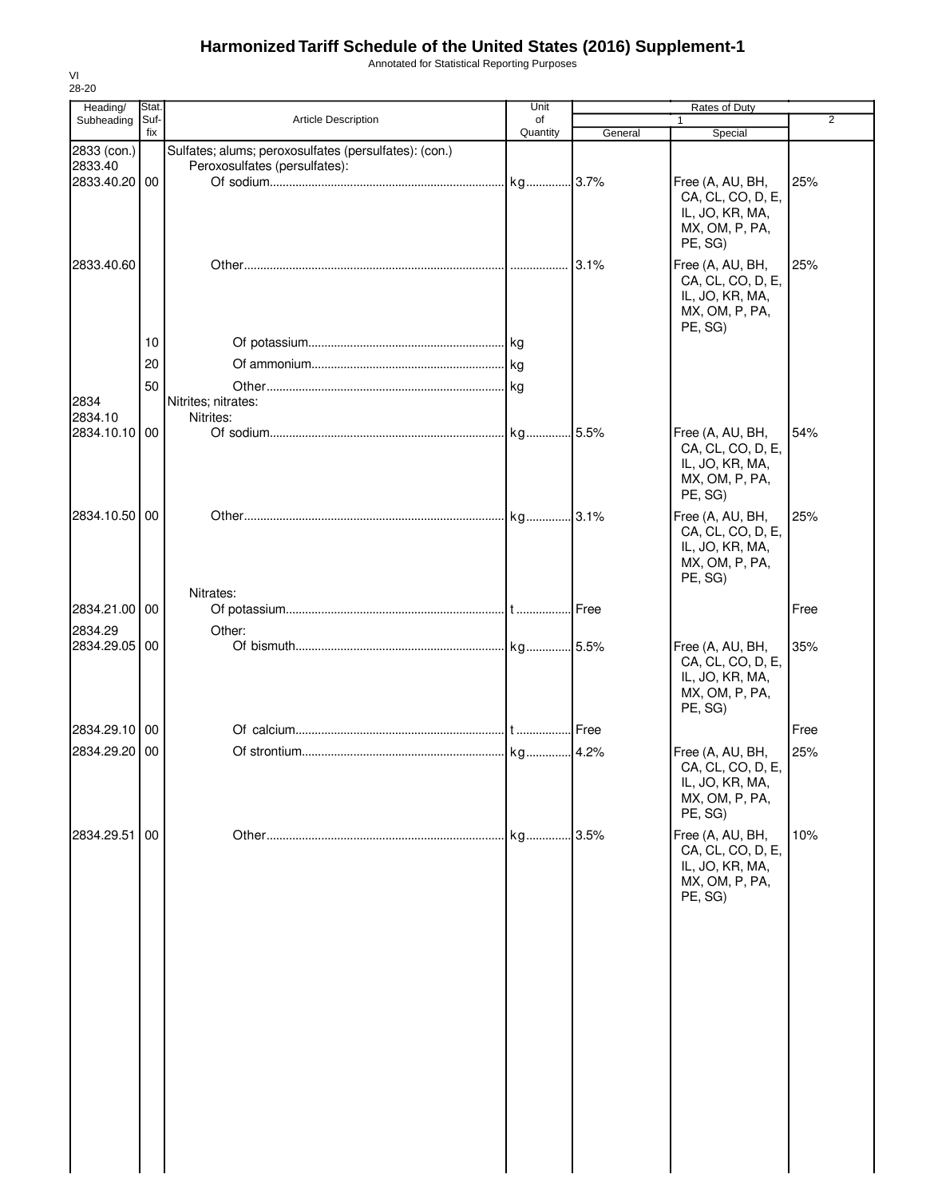# Harmonized Tariff Schedule of the United States (2016) Supplement-1

Annotated for Statistical Reporting Purposes

VI
28-20

| Heading/ Subheading | Stat. Suf-fix | Article Description | Unit of Quantity | Rates of Duty 1 General | Rates of Duty 1 Special | Rates of Duty 2 |
|---|---|---|---|---|---|---|
| 2833 (con.) | | Sulfates; alums; peroxosulfates (persulfates): (con.) | | | | |
| 2833.40 | | Peroxosulfates (persulfates): | | | | |
| 2833.40.20 | 00 | Of sodium | kg | 3.7% | Free (A, AU, BH, CA, CL, CO, D, E, IL, JO, KR, MA, MX, OM, P, PA, PE, SG) | 25% |
| 2833.40.60 | | Other | | 3.1% | Free (A, AU, BH, CA, CL, CO, D, E, IL, JO, KR, MA, MX, OM, P, PA, PE, SG) | 25% |
| | 10 | Of potassium | kg | | | |
| | 20 | Of ammonium | kg | | | |
| | 50 | Other | kg | | | |
| 2834 | | Nitrites; nitrates: | | | | |
| 2834.10 | | Nitrites: | | | | |
| 2834.10.10 | 00 | Of sodium | kg | 5.5% | Free (A, AU, BH, CA, CL, CO, D, E, IL, JO, KR, MA, MX, OM, P, PA, PE, SG) | 54% |
| 2834.10.50 | 00 | Other | kg | 3.1% | Free (A, AU, BH, CA, CL, CO, D, E, IL, JO, KR, MA, MX, OM, P, PA, PE, SG) | 25% |
| | | Nitrates: | | | | |
| 2834.21.00 | 00 | Of potassium | t | Free | | Free |
| 2834.29 | | Other: | | | | |
| 2834.29.05 | 00 | Of bismuth | kg | 5.5% | Free (A, AU, BH, CA, CL, CO, D, E, IL, JO, KR, MA, MX, OM, P, PA, PE, SG) | 35% |
| 2834.29.10 | 00 | Of calcium | t | Free | | Free |
| 2834.29.20 | 00 | Of strontium | kg | 4.2% | Free (A, AU, BH, CA, CL, CO, D, E, IL, JO, KR, MA, MX, OM, P, PA, PE, SG) | 25% |
| 2834.29.51 | 00 | Other | kg | 3.5% | Free (A, AU, BH, CA, CL, CO, D, E, IL, JO, KR, MA, MX, OM, P, PA, PE, SG) | 10% |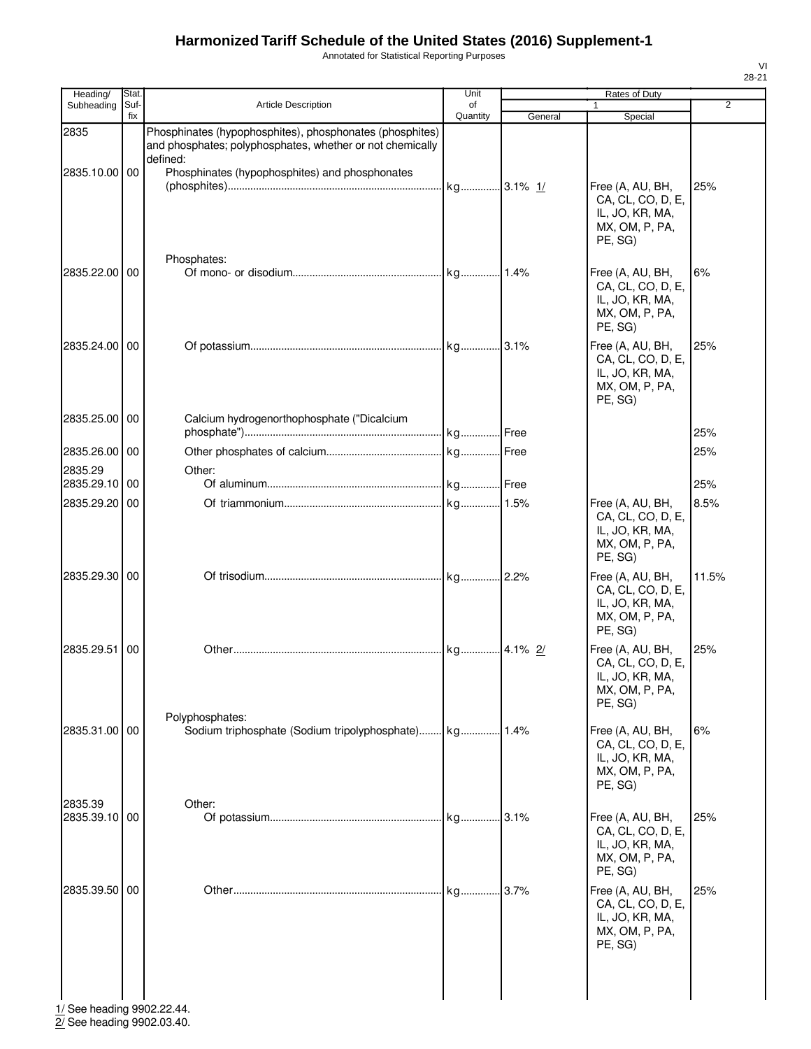# Harmonized Tariff Schedule of the United States (2016) Supplement-1

Annotated for Statistical Reporting Purposes

| Heading/ Subheading | Stat. Suf- fix | Article Description | Unit of Quantity | Rates of Duty 1 General | Rates of Duty 1 Special | Rates of Duty 2 |
|---|---|---|---|---|---|---|
| 2835 | | Phosphinates (hypophosphites), phosphonates (phosphites) and phosphates; polyphosphates, whether or not chemically defined: | | | | |
| 2835.10.00 | 00 | Phosphinates (hypophosphites) and phosphonates (phosphites) | kg | 3.1% 1/ | Free (A, AU, BH, CA, CL, CO, D, E, IL, JO, KR, MA, MX, OM, P, PA, PE, SG) | 25% |
| | | Phosphates: | | | | |
| 2835.22.00 | 00 | Of mono- or disodium | kg | 1.4% | Free (A, AU, BH, CA, CL, CO, D, E, IL, JO, KR, MA, MX, OM, P, PA, PE, SG) | 6% |
| 2835.24.00 | 00 | Of potassium | kg | 3.1% | Free (A, AU, BH, CA, CL, CO, D, E, IL, JO, KR, MA, MX, OM, P, PA, PE, SG) | 25% |
| 2835.25.00 | 00 | Calcium hydrogenorthophosphate ("Dicalcium phosphate") | kg | Free | | 25% |
| 2835.26.00 | 00 | Other phosphates of calcium | kg | Free | | 25% |
| 2835.29 | | Other: | | | | |
| 2835.29.10 | 00 | Of aluminum | kg | Free | | 25% |
| 2835.29.20 | 00 | Of triammonium | kg | 1.5% | Free (A, AU, BH, CA, CL, CO, D, E, IL, JO, KR, MA, MX, OM, P, PA, PE, SG) | 8.5% |
| 2835.29.30 | 00 | Of trisodium | kg | 2.2% | Free (A, AU, BH, CA, CL, CO, D, E, IL, JO, KR, MA, MX, OM, P, PA, PE, SG) | 11.5% |
| 2835.29.51 | 00 | Other | kg | 4.1% 2/ | Free (A, AU, BH, CA, CL, CO, D, E, IL, JO, KR, MA, MX, OM, P, PA, PE, SG) | 25% |
| | | Polyphosphates: | | | | |
| 2835.31.00 | 00 | Sodium triphosphate (Sodium tripolyphosphate) | kg | 1.4% | Free (A, AU, BH, CA, CL, CO, D, E, IL, JO, KR, MA, MX, OM, P, PA, PE, SG) | 6% |
| 2835.39 | | Other: | | | | |
| 2835.39.10 | 00 | Of potassium | kg | 3.1% | Free (A, AU, BH, CA, CL, CO, D, E, IL, JO, KR, MA, MX, OM, P, PA, PE, SG) | 25% |
| 2835.39.50 | 00 | Other | kg | 3.7% | Free (A, AU, BH, CA, CL, CO, D, E, IL, JO, KR, MA, MX, OM, P, PA, PE, SG) | 25% |

1/ See heading 9902.22.44.
2/ See heading 9902.03.40.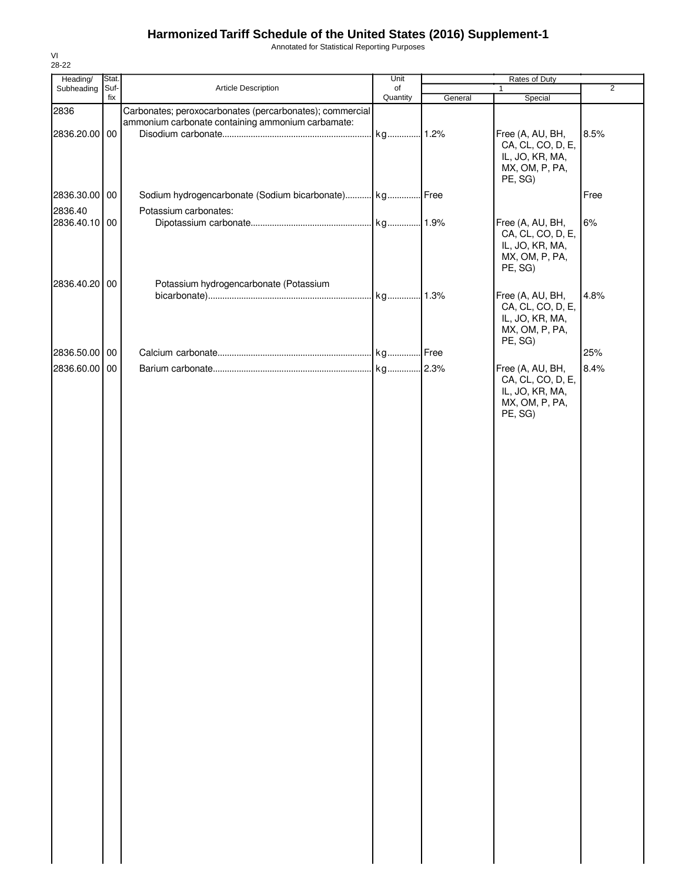# Harmonized Tariff Schedule of the United States (2016) Supplement-1

Annotated for Statistical Reporting Purposes

VI
28-22

| Heading/ Subheading | Stat. Suf- fix | Article Description | Unit of Quantity | Rates of Duty | | |
|---|---|---|---|---|---|---|
| | | | | 1 | | 2 |
| | | | | General | Special | |
| 2836 | | Carbonates; peroxocarbonates (percarbonates); commercial ammonium carbonate containing ammonium carbamate: | | | | |
| 2836.20.00 | 00 | Disodium carbonate | kg | 1.2% | Free (A, AU, BH, CA, CL, CO, D, E, IL, JO, KR, MA, MX, OM, P, PA, PE, SG) | 8.5% |
| 2836.30.00 | 00 | Sodium hydrogencarbonate (Sodium bicarbonate) | kg | Free | | Free |
| 2836.40 | | Potassium carbonates: | | | | |
| 2836.40.10 | 00 | Dipotassium carbonate | kg | 1.9% | Free (A, AU, BH, CA, CL, CO, D, E, IL, JO, KR, MA, MX, OM, P, PA, PE, SG) | 6% |
| 2836.40.20 | 00 | Potassium hydrogencarbonate (Potassium bicarbonate) | kg | 1.3% | Free (A, AU, BH, CA, CL, CO, D, E, IL, JO, KR, MA, MX, OM, P, PA, PE, SG) | 4.8% |
| 2836.50.00 | 00 | Calcium carbonate | kg | Free | | 25% |
| 2836.60.00 | 00 | Barium carbonate | kg | 2.3% | Free (A, AU, BH, CA, CL, CO, D, E, IL, JO, KR, MA, MX, OM, P, PA, PE, SG) | 8.4% |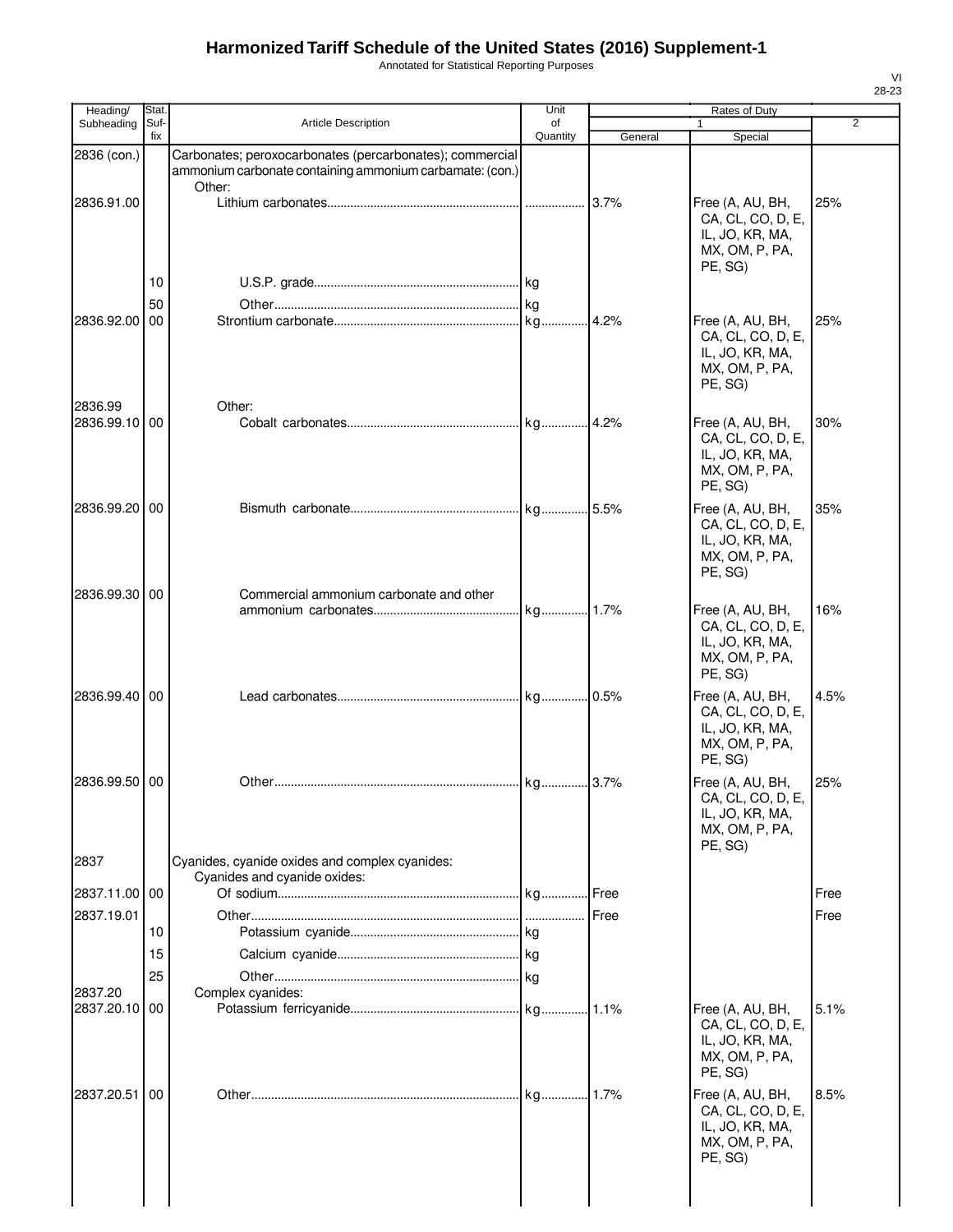# Harmonized Tariff Schedule of the United States (2016) Supplement-1

Annotated for Statistical Reporting Purposes

| Heading/ Subheading | Stat. Suf- fix | Article Description | Unit of Quantity | Rates of Duty 1 General | Special | 2 |
|---|---|---|---|---|---|---|
| 2836 (con.) | | Carbonates; peroxocarbonates (percarbonates); commercial ammonium carbonate containing ammonium carbamate: (con.) | | | | |
| | | Other: | | | | |
| 2836.91.00 | | Lithium carbonates | | 3.7% | Free (A, AU, BH, CA, CL, CO, D, E, IL, JO, KR, MA, MX, OM, P, PA, PE, SG) | 25% |
| | 10 | U.S.P. grade | kg | | | |
| | 50 | Other | kg | | | |
| 2836.92.00 | 00 | Strontium carbonate | kg | 4.2% | Free (A, AU, BH, CA, CL, CO, D, E, IL, JO, KR, MA, MX, OM, P, PA, PE, SG) | 25% |
| 2836.99 | | Other: | | | | |
| 2836.99.10 | 00 | Cobalt carbonates | kg | 4.2% | Free (A, AU, BH, CA, CL, CO, D, E, IL, JO, KR, MA, MX, OM, P, PA, PE, SG) | 30% |
| 2836.99.20 | 00 | Bismuth carbonate | kg | 5.5% | Free (A, AU, BH, CA, CL, CO, D, E, IL, JO, KR, MA, MX, OM, P, PA, PE, SG) | 35% |
| 2836.99.30 | 00 | Commercial ammonium carbonate and other ammonium carbonates | kg | 1.7% | Free (A, AU, BH, CA, CL, CO, D, E, IL, JO, KR, MA, MX, OM, P, PA, PE, SG) | 16% |
| 2836.99.40 | 00 | Lead carbonates | kg | 0.5% | Free (A, AU, BH, CA, CL, CO, D, E, IL, JO, KR, MA, MX, OM, P, PA, PE, SG) | 4.5% |
| 2836.99.50 | 00 | Other | kg | 3.7% | Free (A, AU, BH, CA, CL, CO, D, E, IL, JO, KR, MA, MX, OM, P, PA, PE, SG) | 25% |
| 2837 | | Cyanides, cyanide oxides and complex cyanides: | | | | |
| | | Cyanides and cyanide oxides: | | | | |
| 2837.11.00 | 00 | Of sodium | kg | Free | | Free |
| 2837.19.01 | | Other | | Free | | Free |
| | 10 | Potassium cyanide | kg | | | |
| | 15 | Calcium cyanide | kg | | | |
| | 25 | Other | kg | | | |
| 2837.20 | | Complex cyanides: | | | | |
| 2837.20.10 | 00 | Potassium ferricyanide | kg | 1.1% | Free (A, AU, BH, CA, CL, CO, D, E, IL, JO, KR, MA, MX, OM, P, PA, PE, SG) | 5.1% |
| 2837.20.51 | 00 | Other | kg | 1.7% | Free (A, AU, BH, CA, CL, CO, D, E, IL, JO, KR, MA, MX, OM, P, PA, PE, SG) | 8.5% |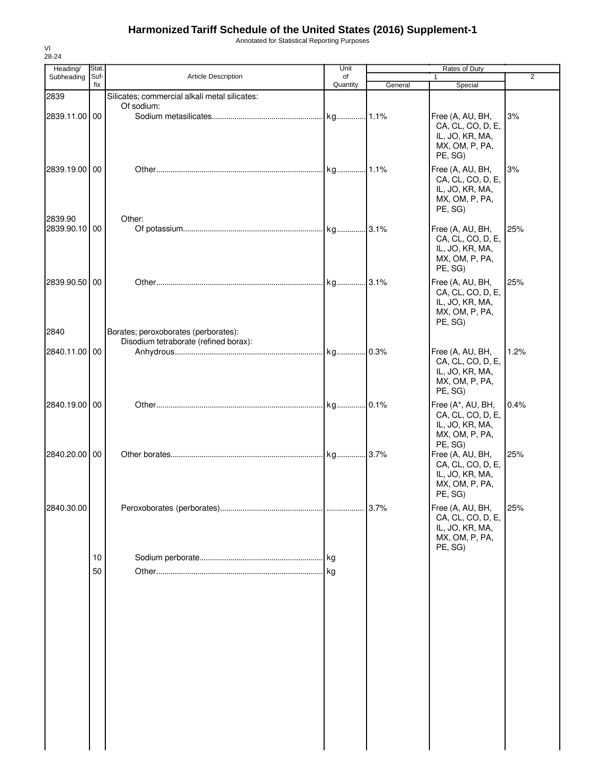# Harmonized Tariff Schedule of the United States (2016) Supplement-1

Annotated for Statistical Reporting Purposes

VI
28-24

| Heading/ Subheading | Stat. Suf-fix | Article Description | Unit of Quantity | Rates of Duty 1 General | Rates of Duty 1 Special | Rates of Duty 2 |
|---|---|---|---|---|---|---|
| 2839 | | Silicates; commercial alkali metal silicates: | | | | |
| | | Of sodium: | | | | |
| 2839.11.00 | 00 | Sodium metasilicates | kg | 1.1% | Free (A, AU, BH, CA, CL, CO, D, E, IL, JO, KR, MA, MX, OM, P, PA, PE, SG) | 3% |
| 2839.19.00 | 00 | Other | kg | 1.1% | Free (A, AU, BH, CA, CL, CO, D, E, IL, JO, KR, MA, MX, OM, P, PA, PE, SG) | 3% |
| 2839.90 | | Other: | | | | |
| 2839.90.10 | 00 | Of potassium | kg | 3.1% | Free (A, AU, BH, CA, CL, CO, D, E, IL, JO, KR, MA, MX, OM, P, PA, PE, SG) | 25% |
| 2839.90.50 | 00 | Other | kg | 3.1% | Free (A, AU, BH, CA, CL, CO, D, E, IL, JO, KR, MA, MX, OM, P, PA, PE, SG) | 25% |
| 2840 | | Borates; peroxoborates (perborates): | | | | |
| | | Disodium tetraborate (refined borax): | | | | |
| 2840.11.00 | 00 | Anhydrous | kg | 0.3% | Free (A, AU, BH, CA, CL, CO, D, E, IL, JO, KR, MA, MX, OM, P, PA, PE, SG) | 1.2% |
| 2840.19.00 | 00 | Other | kg | 0.1% | Free (A*, AU, BH, CA, CL, CO, D, E, IL, JO, KR, MA, MX, OM, P, PA, PE, SG) | 0.4% |
| 2840.20.00 | 00 | Other borates | kg | 3.7% | Free (A, AU, BH, CA, CL, CO, D, E, IL, JO, KR, MA, MX, OM, P, PA, PE, SG) | 25% |
| 2840.30.00 | | Peroxoborates (perborates) | | 3.7% | Free (A, AU, BH, CA, CL, CO, D, E, IL, JO, KR, MA, MX, OM, P, PA, PE, SG) | 25% |
| | 10 | Sodium perborate | kg | | | |
| | 50 | Other | kg | | | |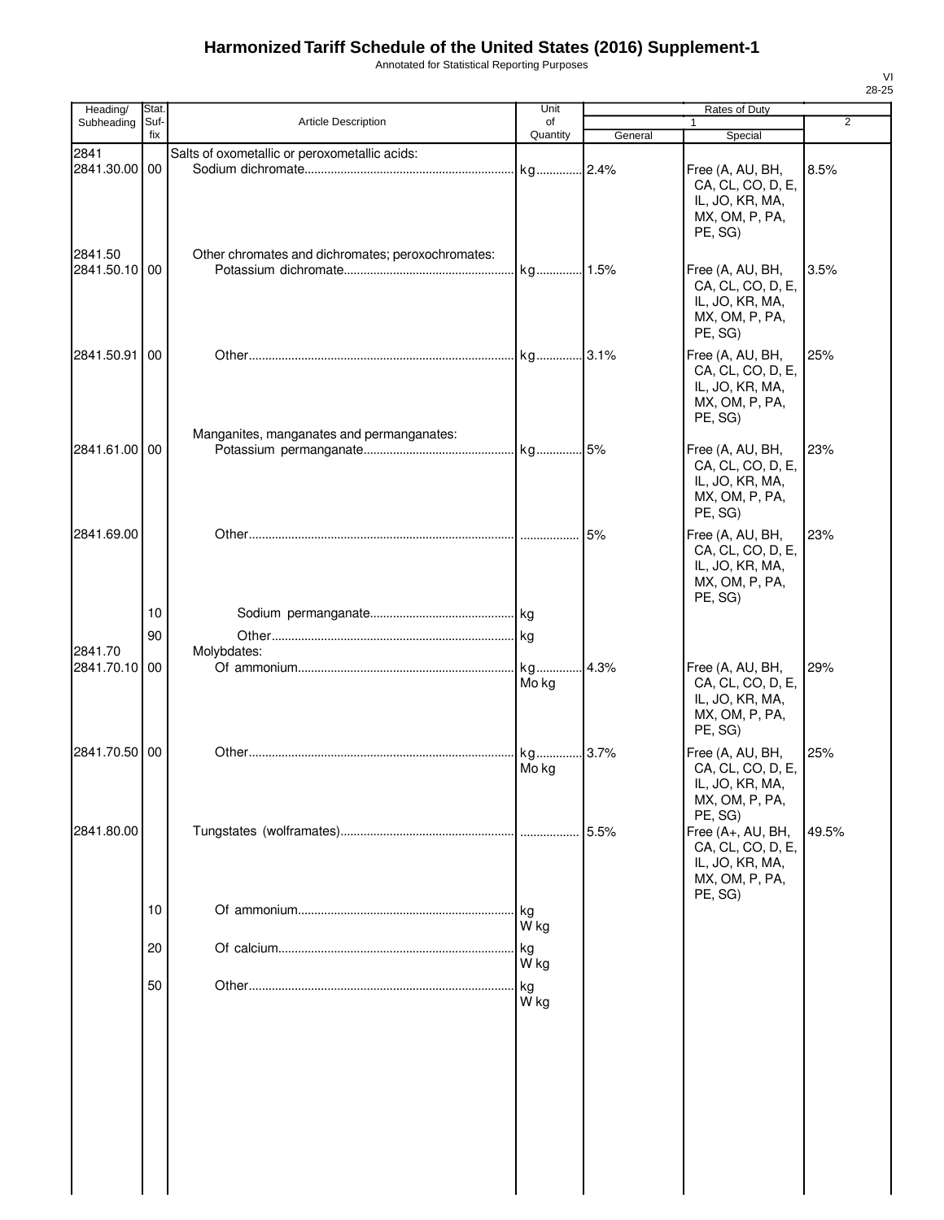# Harmonized Tariff Schedule of the United States (2016) Supplement-1

Annotated for Statistical Reporting Purposes

VI
28-25

| Heading/ Subheading | Stat. Suf-fix | Article Description | Unit of Quantity | Rates of Duty | | |
|---|---|---|---|---|---|---|
| | | | | 1 | | 2 |
| | | | | General | Special | |
| 2841 | | Salts of oxometallic or peroxometallic acids: | | | | |
| 2841.30.00 | 00 | Sodium dichromate | kg | 2.4% | Free (A, AU, BH, CA, CL, CO, D, E, IL, JO, KR, MA, MX, OM, P, PA, PE, SG) | 8.5% |
| 2841.50 | | Other chromates and dichromates; peroxochromates: | | | | |
| 2841.50.10 | 00 | Potassium dichromate | kg | 1.5% | Free (A, AU, BH, CA, CL, CO, D, E, IL, JO, KR, MA, MX, OM, P, PA, PE, SG) | 3.5% |
| 2841.50.91 | 00 | Other | kg | 3.1% | Free (A, AU, BH, CA, CL, CO, D, E, IL, JO, KR, MA, MX, OM, P, PA, PE, SG) | 25% |
| | | Manganites, manganates and permanganates: | | | | |
| 2841.61.00 | 00 | Potassium permanganate | kg | 5% | Free (A, AU, BH, CA, CL, CO, D, E, IL, JO, KR, MA, MX, OM, P, PA, PE, SG) | 23% |
| 2841.69.00 | | Other | | 5% | Free (A, AU, BH, CA, CL, CO, D, E, IL, JO, KR, MA, MX, OM, P, PA, PE, SG) | 23% |
| | 10 | Sodium permanganate | kg | | | |
| | 90 | Other | kg | | | |
| 2841.70 | | Molybdates: | | | | |
| 2841.70.10 | 00 | Of ammonium | kg<br>Mo kg | 4.3% | Free (A, AU, BH, CA, CL, CO, D, E, IL, JO, KR, MA, MX, OM, P, PA, PE, SG) | 29% |
| 2841.70.50 | 00 | Other | kg<br>Mo kg | 3.7% | Free (A, AU, BH, CA, CL, CO, D, E, IL, JO, KR, MA, MX, OM, P, PA, PE, SG) | 25% |
| 2841.80.00 | | Tungstates (wolframates) | | 5.5% | Free (A+, AU, BH, CA, CL, CO, D, E, IL, JO, KR, MA, MX, OM, P, PA, PE, SG) | 49.5% |
| | 10 | Of ammonium | kg<br>W kg | | | |
| | 20 | Of calcium | kg<br>W kg | | | |
| | 50 | Other | kg<br>W kg | | | |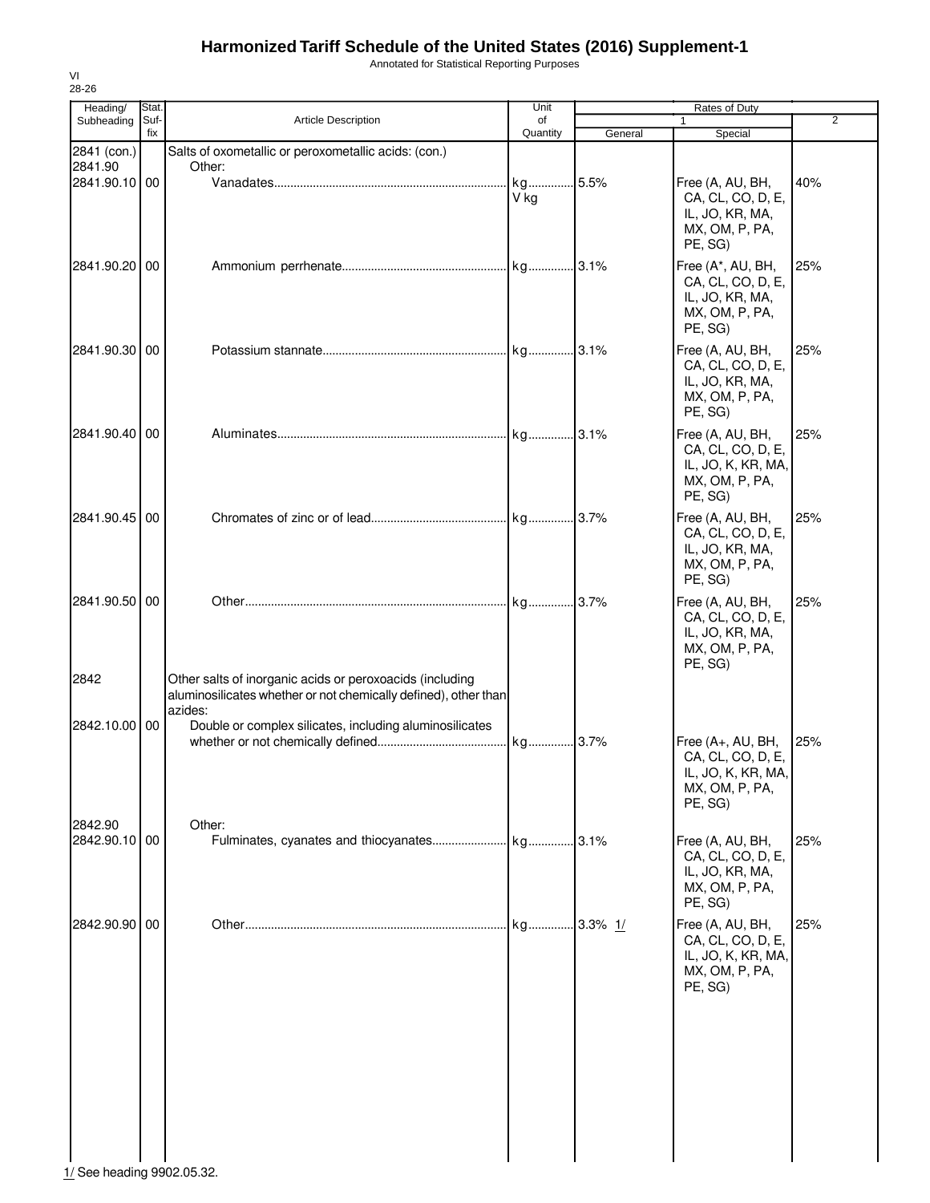# Harmonized Tariff Schedule of the United States (2016) Supplement-1

Annotated for Statistical Reporting Purposes

VI
28-26

| Heading/ Subheading | Stat. Suf- fix | Article Description | Unit of Quantity | Rates of Duty 1 General | Special | 2 |
|---|---|---|---|---|---|---|
| 2841 (con.) | | Salts of oxometallic or peroxometallic acids: (con.) | | | | |
| 2841.90 | | Other: | | | | |
| 2841.90.10 | 00 | Vanadates | kg V kg | 5.5% | Free (A, AU, BH, CA, CL, CO, D, E, IL, JO, KR, MA, MX, OM, P, PA, PE, SG) | 40% |
| 2841.90.20 | 00 | Ammonium perrhenate | kg | 3.1% | Free (A*, AU, BH, CA, CL, CO, D, E, IL, JO, KR, MA, MX, OM, P, PA, PE, SG) | 25% |
| 2841.90.30 | 00 | Potassium stannate | kg | 3.1% | Free (A, AU, BH, CA, CL, CO, D, E, IL, JO, KR, MA, MX, OM, P, PA, PE, SG) | 25% |
| 2841.90.40 | 00 | Aluminates | kg | 3.1% | Free (A, AU, BH, CA, CL, CO, D, E, IL, JO, K, KR, MA, MX, OM, P, PA, PE, SG) | 25% |
| 2841.90.45 | 00 | Chromates of zinc or of lead | kg | 3.7% | Free (A, AU, BH, CA, CL, CO, D, E, IL, JO, KR, MA, MX, OM, P, PA, PE, SG) | 25% |
| 2841.90.50 | 00 | Other | kg | 3.7% | Free (A, AU, BH, CA, CL, CO, D, E, IL, JO, KR, MA, MX, OM, P, PA, PE, SG) | 25% |
| 2842 | | Other salts of inorganic acids or peroxoacids (including aluminosilicates whether or not chemically defined), other than azides: | | | | |
| 2842.10.00 | 00 | Double or complex silicates, including aluminosilicates whether or not chemically defined | kg | 3.7% | Free (A+, AU, BH, CA, CL, CO, D, E, IL, JO, K, KR, MA, MX, OM, P, PA, PE, SG) | 25% |
| 2842.90 | | Other: | | | | |
| 2842.90.10 | 00 | Fulminates, cyanates and thiocyanates | kg | 3.1% | Free (A, AU, BH, CA, CL, CO, D, E, IL, JO, KR, MA, MX, OM, P, PA, PE, SG) | 25% |
| 2842.90.90 | 00 | Other | kg | 3.3% 1/ | Free (A, AU, BH, CA, CL, CO, D, E, IL, JO, K, KR, MA, MX, OM, P, PA, PE, SG) | 25% |

1/ See heading 9902.05.32.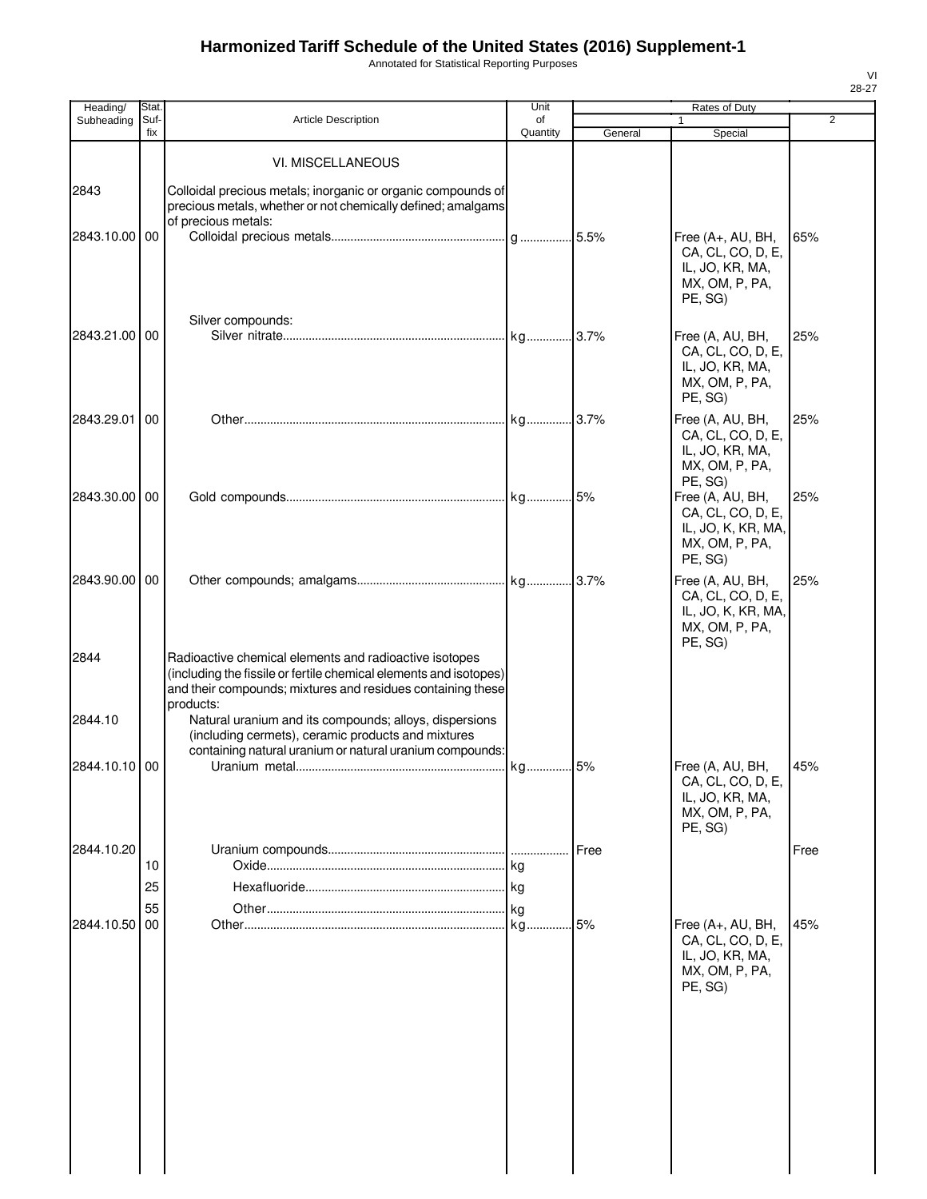# Harmonized Tariff Schedule of the United States (2016) Supplement-1

Annotated for Statistical Reporting Purposes

VI
28-27

| Heading/ Subheading | Stat. Suf-fix | Article Description | Unit of Quantity | Rates of Duty 1 General | Rates of Duty 1 Special | Rates of Duty 2 |
|---|---|---|---|---|---|---|
| | | VI. MISCELLANEOUS | | | | |
| 2843 | | Colloidal precious metals; inorganic or organic compounds of precious metals, whether or not chemically defined; amalgams of precious metals: | | | | |
| 2843.10.00 | 00 | Colloidal precious metals | g | 5.5% | Free (A+, AU, BH, CA, CL, CO, D, E, IL, JO, KR, MA, MX, OM, P, PA, PE, SG) | 65% |
| | | Silver compounds: | | | | |
| 2843.21.00 | 00 | Silver nitrate | kg | 3.7% | Free (A, AU, BH, CA, CL, CO, D, E, IL, JO, KR, MA, MX, OM, P, PA, PE, SG) | 25% |
| 2843.29.01 | 00 | Other | kg | 3.7% | Free (A, AU, BH, CA, CL, CO, D, E, IL, JO, KR, MA, MX, OM, P, PA, PE, SG) | 25% |
| 2843.30.00 | 00 | Gold compounds | kg | 5% | Free (A, AU, BH, CA, CL, CO, D, E, IL, JO, K, KR, MA, MX, OM, P, PA, PE, SG) | 25% |
| 2843.90.00 | 00 | Other compounds; amalgams | kg | 3.7% | Free (A, AU, BH, CA, CL, CO, D, E, IL, JO, K, KR, MA, MX, OM, P, PA, PE, SG) | 25% |
| 2844 | | Radioactive chemical elements and radioactive isotopes (including the fissile or fertile chemical elements and isotopes) and their compounds; mixtures and residues containing these products: | | | | |
| 2844.10 | | Natural uranium and its compounds; alloys, dispersions (including cermets), ceramic products and mixtures containing natural uranium or natural uranium compounds: | | | | |
| 2844.10.10 | 00 | Uranium metal | kg | 5% | Free (A, AU, BH, CA, CL, CO, D, E, IL, JO, KR, MA, MX, OM, P, PA, PE, SG) | 45% |
| 2844.10.20 | | Uranium compounds | | Free | | Free |
| | 10 | Oxide | kg | | | |
| | 25 | Hexafluoride | kg | | | |
| | 55 | Other | kg | | | |
| 2844.10.50 | 00 | Other | kg | 5% | Free (A+, AU, BH, CA, CL, CO, D, E, IL, JO, KR, MA, MX, OM, P, PA, PE, SG) | 45% |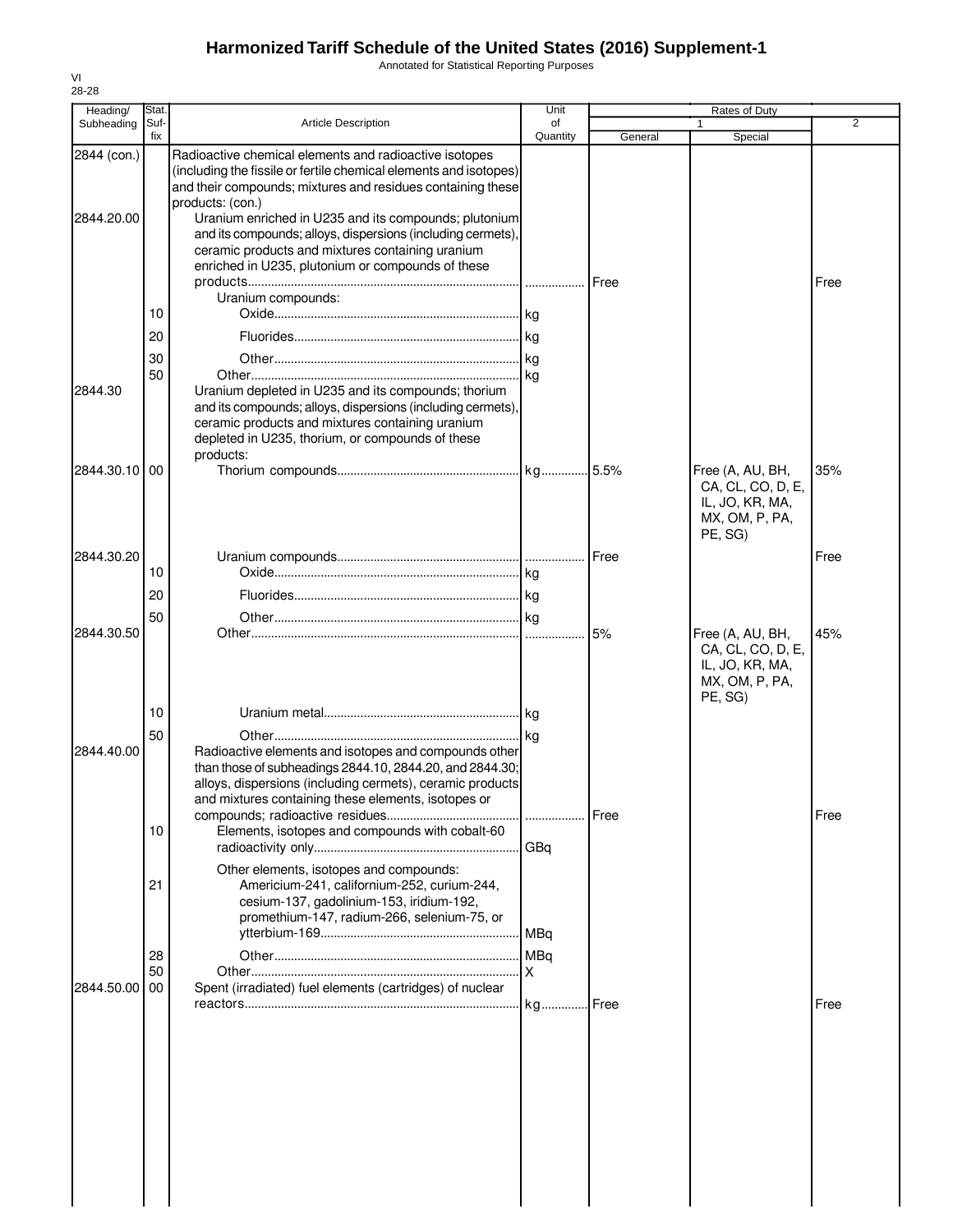# Harmonized Tariff Schedule of the United States (2016) Supplement-1

Annotated for Statistical Reporting Purposes

VI
28-28

| Heading/ Subheading | Stat. Suf- fix | Article Description | Unit of Quantity | Rates of Duty 1 General | Special | 2 |
|---|---|---|---|---|---|---|
| 2844 (con.) | | Radioactive chemical elements and radioactive isotopes (including the fissile or fertile chemical elements and isotopes) and their compounds; mixtures and residues containing these products: (con.) | | | | |
| 2844.20.00 | | Uranium enriched in U235 and its compounds; plutonium and its compounds; alloys, dispersions (including cermets), ceramic products and mixtures containing uranium enriched in U235, plutonium or compounds of these products | | Free | | Free |
| | | Uranium compounds: | | | | |
| | 10 | Oxide | kg | | | |
| | 20 | Fluorides | kg | | | |
| | 30 | Other | kg | | | |
| | 50 | Other | kg | | | |
| 2844.30 | | Uranium depleted in U235 and its compounds; thorium and its compounds; alloys, dispersions (including cermets), ceramic products and mixtures containing uranium depleted in U235, thorium, or compounds of these products: | | | | |
| 2844.30.10 | 00 | Thorium compounds | kg | 5.5% | Free (A, AU, BH, CA, CL, CO, D, E, IL, JO, KR, MA, MX, OM, P, PA, PE, SG) | 35% |
| 2844.30.20 | | Uranium compounds | | Free | | Free |
| | 10 | Oxide | kg | | | |
| | 20 | Fluorides | kg | | | |
| | 50 | Other | kg | | | |
| 2844.30.50 | | Other | | 5% | Free (A, AU, BH, CA, CL, CO, D, E, IL, JO, KR, MA, MX, OM, P, PA, PE, SG) | 45% |
| | 10 | Uranium metal | kg | | | |
| | 50 | Other | kg | | | |
| 2844.40.00 | | Radioactive elements and isotopes and compounds other than those of subheadings 2844.10, 2844.20, and 2844.30; alloys, dispersions (including cermets), ceramic products and mixtures containing these elements, isotopes or compounds; radioactive residues | | Free | | Free |
| | 10 | Elements, isotopes and compounds with cobalt-60 radioactivity only | GBq | | | |
| | | Other elements, isotopes and compounds: | | | | |
| | 21 | Americium-241, californium-252, curium-244, cesium-137, gadolinium-153, iridium-192, promethium-147, radium-266, selenium-75, or ytterbium-169 | MBq | | | |
| | 28 | Other | MBq | | | |
| | 50 | Other | X | | | |
| 2844.50.00 | 00 | Spent (irradiated) fuel elements (cartridges) of nuclear reactors | kg | Free | | Free |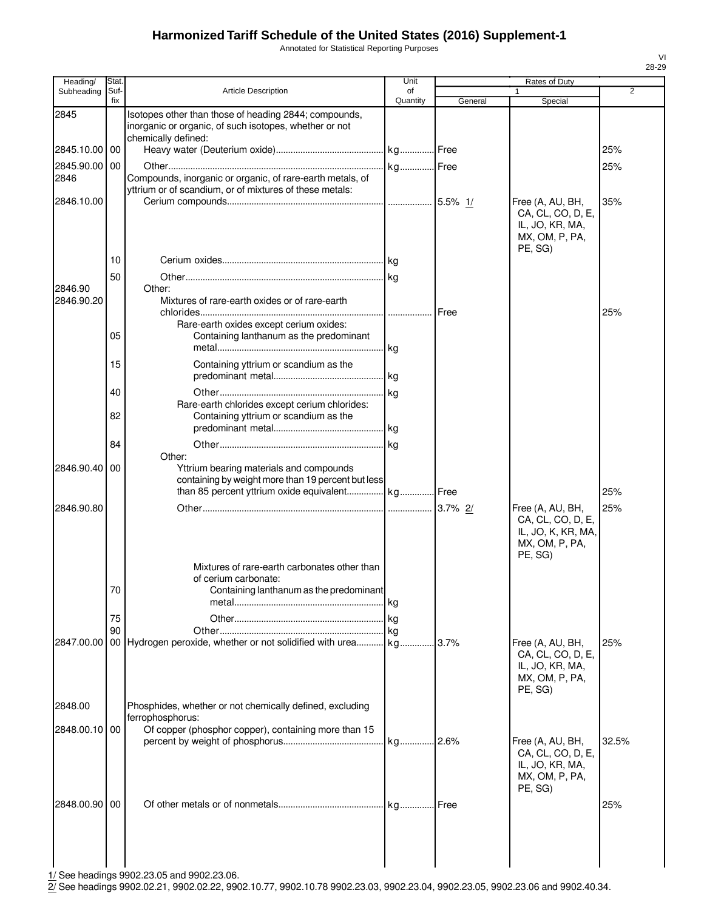# Harmonized Tariff Schedule of the United States (2016) Supplement-1

Annotated for Statistical Reporting Purposes

VI
28-29

| Heading/ Subheading | Stat. Suf- fix | Article Description | Unit of Quantity | Rates of Duty 1 General | Special | 2 |
|---|---|---|---|---|---|---|
| 2845 | | Isotopes other than those of heading 2844; compounds, inorganic or organic, of such isotopes, whether or not chemically defined: | | | | |
| 2845.10.00 | 00 | Heavy water (Deuterium oxide) | kg | Free | | 25% |
| 2845.90.00 | 00 | Other | kg | Free | | 25% |
| 2846 | | Compounds, inorganic or organic, of rare-earth metals, of yttrium or of scandium, or of mixtures of these metals: | | | | |
| 2846.10.00 | | Cerium compounds | | 5.5% 1/ | Free (A, AU, BH, CA, CL, CO, D, E, IL, JO, KR, MA, MX, OM, P, PA, PE, SG) | 35% |
| | 10 | Cerium oxides | kg | | | |
| | 50 | Other | kg | | | |
| 2846.90 | | Other: | | | | |
| 2846.90.20 | | Mixtures of rare-earth oxides or of rare-earth chlorides | | Free | | 25% |
| | | Rare-earth oxides except cerium oxides: | | | | |
| | 05 | Containing lanthanum as the predominant metal | kg | | | |
| | 15 | Containing yttrium or scandium as the predominant metal | kg | | | |
| | 40 | Other | kg | | | |
| | | Rare-earth chlorides except cerium chlorides: | | | | |
| | 82 | Containing yttrium or scandium as the predominant metal | kg | | | |
| | 84 | Other | kg | | | |
| | | Other: | | | | |
| 2846.90.40 | 00 | Yttrium bearing materials and compounds containing by weight more than 19 percent but less than 85 percent yttrium oxide equivalent | kg | Free | | 25% |
| 2846.90.80 | | Other | | 3.7% 2/ | Free (A, AU, BH, CA, CL, CO, D, E, IL, JO, K, KR, MA, MX, OM, P, PA, PE, SG) | 25% |
| | | Mixtures of rare-earth carbonates other than of cerium carbonate: | | | | |
| | 70 | Containing lanthanum as the predominant metal | kg | | | |
| | 75 | Other | kg | | | |
| | 90 | Other | kg | | | |
| 2847.00.00 | 00 | Hydrogen peroxide, whether or not solidified with urea | kg | 3.7% | Free (A, AU, BH, CA, CL, CO, D, E, IL, JO, KR, MA, MX, OM, P, PA, PE, SG) | 25% |
| 2848.00 | | Phosphides, whether or not chemically defined, excluding ferrophosphorus: | | | | |
| 2848.00.10 | 00 | Of copper (phosphor copper), containing more than 15 percent by weight of phosphorus | kg | 2.6% | Free (A, AU, BH, CA, CL, CO, D, E, IL, JO, KR, MA, MX, OM, P, PA, PE, SG) | 32.5% |
| 2848.00.90 | 00 | Of other metals or of nonmetals | kg | Free | | 25% |

1/ See headings 9902.23.05 and 9902.23.06.
2/ See headings 9902.02.21, 9902.02.22, 9902.10.77, 9902.10.78 9902.23.03, 9902.23.04, 9902.23.05, 9902.23.06 and 9902.40.34.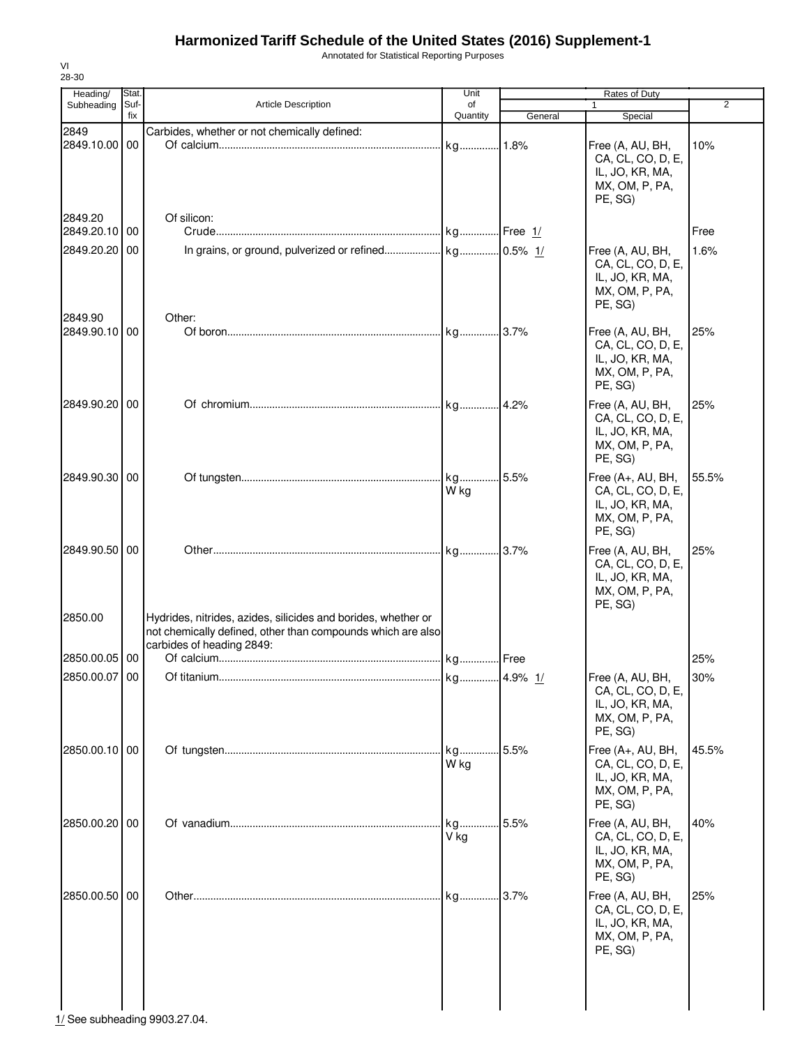# Harmonized Tariff Schedule of the United States (2016) Supplement-1

Annotated for Statistical Reporting Purposes

VI
28-30

| Heading/ Subheading | Stat. Suf- fix | Article Description | Unit of Quantity | Rates of Duty 1 General | Special | 2 |
|---|---|---|---|---|---|---|
| 2849 | | Carbides, whether or not chemically defined: | | | | |
| 2849.10.00 | 00 | Of calcium | kg | 1.8% | Free (A, AU, BH, CA, CL, CO, D, E, IL, JO, KR, MA, MX, OM, P, PA, PE, SG) | 10% |
| 2849.20 | | Of silicon: | | | | |
| 2849.20.10 | 00 | Crude | kg | Free 1/ | | Free |
| 2849.20.20 | 00 | In grains, or ground, pulverized or refined | kg | 0.5% 1/ | Free (A, AU, BH, CA, CL, CO, D, E, IL, JO, KR, MA, MX, OM, P, PA, PE, SG) | 1.6% |
| 2849.90 | | Other: | | | | |
| 2849.90.10 | 00 | Of boron | kg | 3.7% | Free (A, AU, BH, CA, CL, CO, D, E, IL, JO, KR, MA, MX, OM, P, PA, PE, SG) | 25% |
| 2849.90.20 | 00 | Of chromium | kg | 4.2% | Free (A, AU, BH, CA, CL, CO, D, E, IL, JO, KR, MA, MX, OM, P, PA, PE, SG) | 25% |
| 2849.90.30 | 00 | Of tungsten | kg W kg | 5.5% | Free (A+, AU, BH, CA, CL, CO, D, E, IL, JO, KR, MA, MX, OM, P, PA, PE, SG) | 55.5% |
| 2849.90.50 | 00 | Other | kg | 3.7% | Free (A, AU, BH, CA, CL, CO, D, E, IL, JO, KR, MA, MX, OM, P, PA, PE, SG) | 25% |
| 2850.00 | | Hydrides, nitrides, azides, silicides and borides, whether or not chemically defined, other than compounds which are also carbides of heading 2849: | | | | |
| 2850.00.05 | 00 | Of calcium | kg | Free | | 25% |
| 2850.00.07 | 00 | Of titanium | kg | 4.9% 1/ | Free (A, AU, BH, CA, CL, CO, D, E, IL, JO, KR, MA, MX, OM, P, PA, PE, SG) | 30% |
| 2850.00.10 | 00 | Of tungsten | kg W kg | 5.5% | Free (A+, AU, BH, CA, CL, CO, D, E, IL, JO, KR, MA, MX, OM, P, PA, PE, SG) | 45.5% |
| 2850.00.20 | 00 | Of vanadium | kg V kg | 5.5% | Free (A, AU, BH, CA, CL, CO, D, E, IL, JO, KR, MA, MX, OM, P, PA, PE, SG) | 40% |
| 2850.00.50 | 00 | Other | kg | 3.7% | Free (A, AU, BH, CA, CL, CO, D, E, IL, JO, KR, MA, MX, OM, P, PA, PE, SG) | 25% |

1/ See subheading 9903.27.04.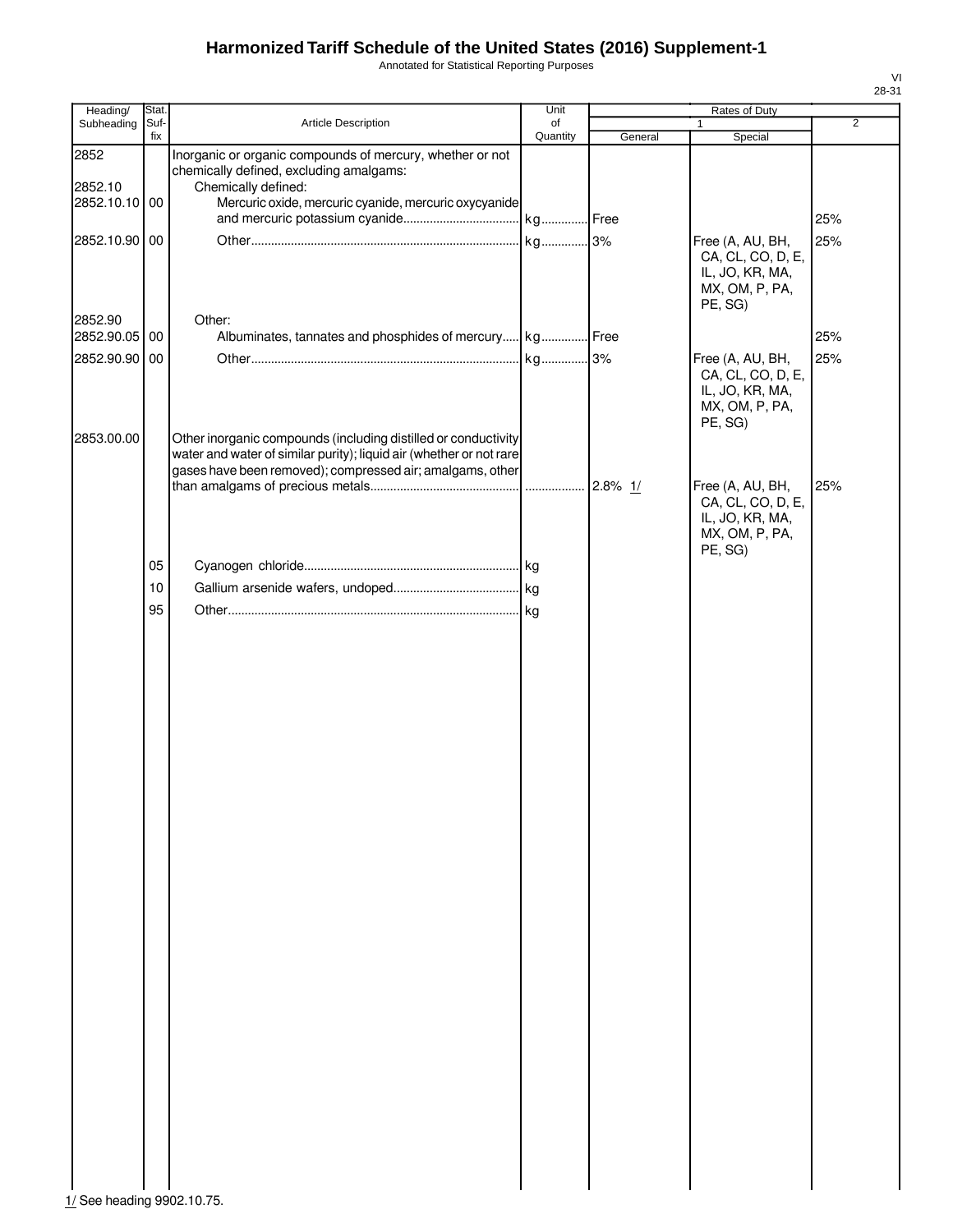# Harmonized Tariff Schedule of the United States (2016) Supplement-1

Annotated for Statistical Reporting Purposes

VI
28-31

| Heading/ Subheading | Stat. Suf-fix | Article Description | Unit of Quantity | Rates of Duty 1 General | Rates of Duty 1 Special | Rates of Duty 2 |
|---|---|---|---|---|---|---|
| 2852 | | Inorganic or organic compounds of mercury, whether or not chemically defined, excluding amalgams: | | | | |
| 2852.10 | | Chemically defined: | | | | |
| 2852.10.10 | 00 | Mercuric oxide, mercuric cyanide, mercuric oxycyanide and mercuric potassium cyanide | kg | Free | | 25% |
| 2852.10.90 | 00 | Other | kg | 3% | Free (A, AU, BH, CA, CL, CO, D, E, IL, JO, KR, MA, MX, OM, P, PA, PE, SG) | 25% |
| 2852.90 | | Other: | | | | |
| 2852.90.05 | 00 | Albuminates, tannates and phosphides of mercury | kg | Free | | 25% |
| 2852.90.90 | 00 | Other | kg | 3% | Free (A, AU, BH, CA, CL, CO, D, E, IL, JO, KR, MA, MX, OM, P, PA, PE, SG) | 25% |
| 2853.00.00 | | Other inorganic compounds (including distilled or conductivity water and water of similar purity); liquid air (whether or not rare gases have been removed); compressed air; amalgams, other than amalgams of precious metals | | 2.8% 1/ | Free (A, AU, BH, CA, CL, CO, D, E, IL, JO, KR, MA, MX, OM, P, PA, PE, SG) | 25% |
| | 05 | Cyanogen chloride | kg | | | |
| | 10 | Gallium arsenide wafers, undoped | kg | | | |
| | 95 | Other | kg | | | |

1/ See heading 9902.10.75.